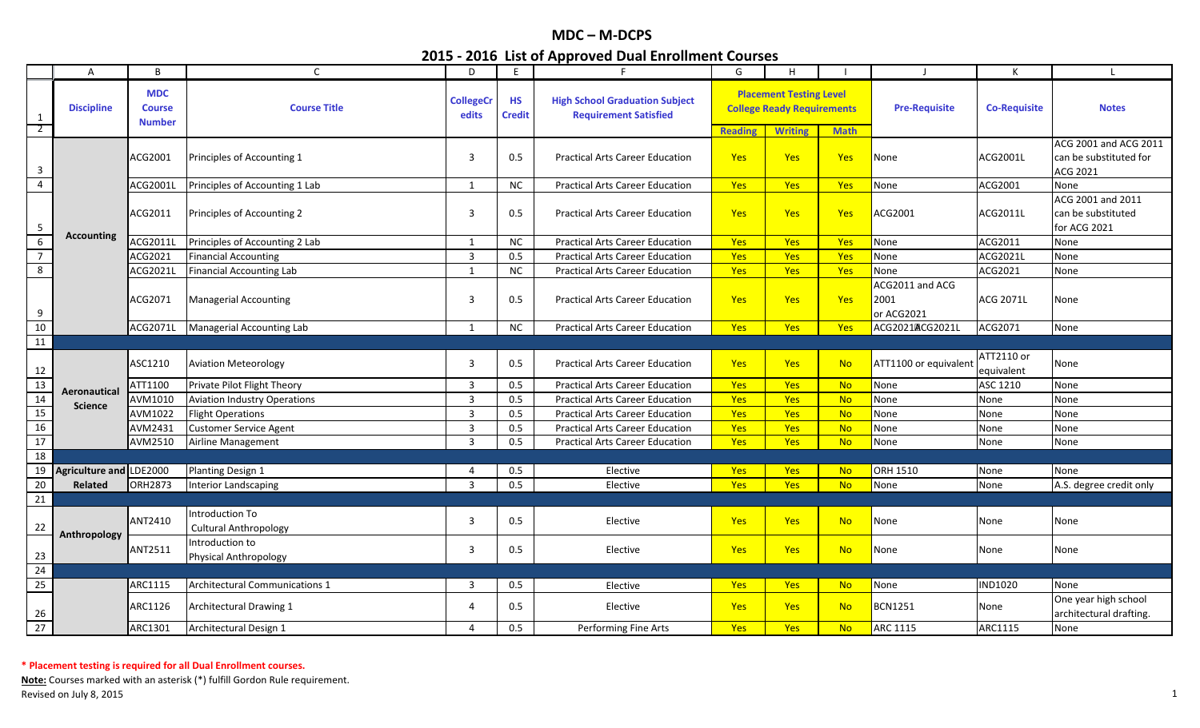# MDC – M-DCPS

## 2015 - 2016 List of Approved Dual Enrollment Courses

| | A | B | C | D | E | F | G | H | I | J | K | L |
|---|---|---|---|---|---|---|---|---|---|---|---|---|
| 1 | Discipline | MDC Course Number | Course Title | CollegeCredits | HS Credit | High School Graduation Subject Requirement Satisfied | Placement Testing Level College Ready Requirements | | | Pre-Requisite | Co-Requisite | Notes |
| 2 | | | | | | | Reading | Writing | Math | | | |
| 3 | Accounting | ACG2001 | Principles of Accounting 1 | 3 | 0.5 | Practical Arts Career Education | Yes | Yes | Yes | None | ACG2001L | ACG 2001 and ACG 2011 can be substituted for ACG 2021 |
| 4 | | ACG2001L | Principles of Accounting 1 Lab | 1 | NC | Practical Arts Career Education | Yes | Yes | Yes | None | ACG2001 | None |
| 5 | | ACG2011 | Principles of Accounting 2 | 3 | 0.5 | Practical Arts Career Education | Yes | Yes | Yes | ACG2001 | ACG2011L | ACG 2001 and 2011 can be substituted for ACG 2021 |
| 6 | | ACG2011L | Principles of Accounting 2 Lab | 1 | NC | Practical Arts Career Education | Yes | Yes | Yes | None | ACG2011 | None |
| 7 | | ACG2021 | Financial Accounting | 3 | 0.5 | Practical Arts Career Education | Yes | Yes | Yes | None | ACG2021L | None |
| 8 | | ACG2021L | Financial Accounting Lab | 1 | NC | Practical Arts Career Education | Yes | Yes | Yes | None | ACG2021 | None |
| 9 | | ACG2071 | Managerial Accounting | 3 | 0.5 | Practical Arts Career Education | Yes | Yes | Yes | ACG2011 and ACG 2001 or ACG2021 | ACG 2071L | None |
| 10 | | ACG2071L | Managerial Accounting Lab | 1 | NC | Practical Arts Career Education | Yes | Yes | Yes | ACG2021ACG2021L | ACG2071 | None |
| 11 | | | | | | | | | | | | |
| 12 | Aeronautical Science | ASC1210 | Aviation Meteorology | 3 | 0.5 | Practical Arts Career Education | Yes | Yes | No | ATT1100 or equivalent | ATT2110 or equivalent | None |
| 13 | | ATT1100 | Private Pilot Flight Theory | 3 | 0.5 | Practical Arts Career Education | Yes | Yes | No | None | ASC 1210 | None |
| 14 | | AVM1010 | Aviation Industry Operations | 3 | 0.5 | Practical Arts Career Education | Yes | Yes | No | None | None | None |
| 15 | | AVM1022 | Flight Operations | 3 | 0.5 | Practical Arts Career Education | Yes | Yes | No | None | None | None |
| 16 | | AVM2431 | Customer Service Agent | 3 | 0.5 | Practical Arts Career Education | Yes | Yes | No | None | None | None |
| 17 | | AVM2510 | Airline Management | 3 | 0.5 | Practical Arts Career Education | Yes | Yes | No | None | None | None |
| 18 | | | | | | | | | | | | |
| 19 | Agriculture and Related | LDE2000 | Planting Design 1 | 4 | 0.5 | Elective | Yes | Yes | No | ORH 1510 | None | None |
| 20 | | ORH2873 | Interior Landscaping | 3 | 0.5 | Elective | Yes | Yes | No | None | None | A.S. degree credit only |
| 21 | | | | | | | | | | | | |
| 22 | Anthropology | ANT2410 | Introduction To Cultural Anthropology | 3 | 0.5 | Elective | Yes | Yes | No | None | None | None |
| 23 | | ANT2511 | Introduction to Physical Anthropology | 3 | 0.5 | Elective | Yes | Yes | No | None | None | None |
| 24 | | | | | | | | | | | | |
| 25 | | ARC1115 | Architectural Communications 1 | 3 | 0.5 | Elective | Yes | Yes | No | None | IND1020 | None |
| 26 | | ARC1126 | Architectural Drawing 1 | 4 | 0.5 | Elective | Yes | Yes | No | BCN1251 | None | One year high school architectural drafting. |
| 27 | | ARC1301 | Architectural Design 1 | 4 | 0.5 | Performing Fine Arts | Yes | Yes | No | ARC 1115 | ARC1115 | None |

**\* Placement testing is required for all Dual Enrollment courses.**

**Note:** Courses marked with an asterisk (*) fulfill Gordon Rule requirement.

Revised on July 8, 2015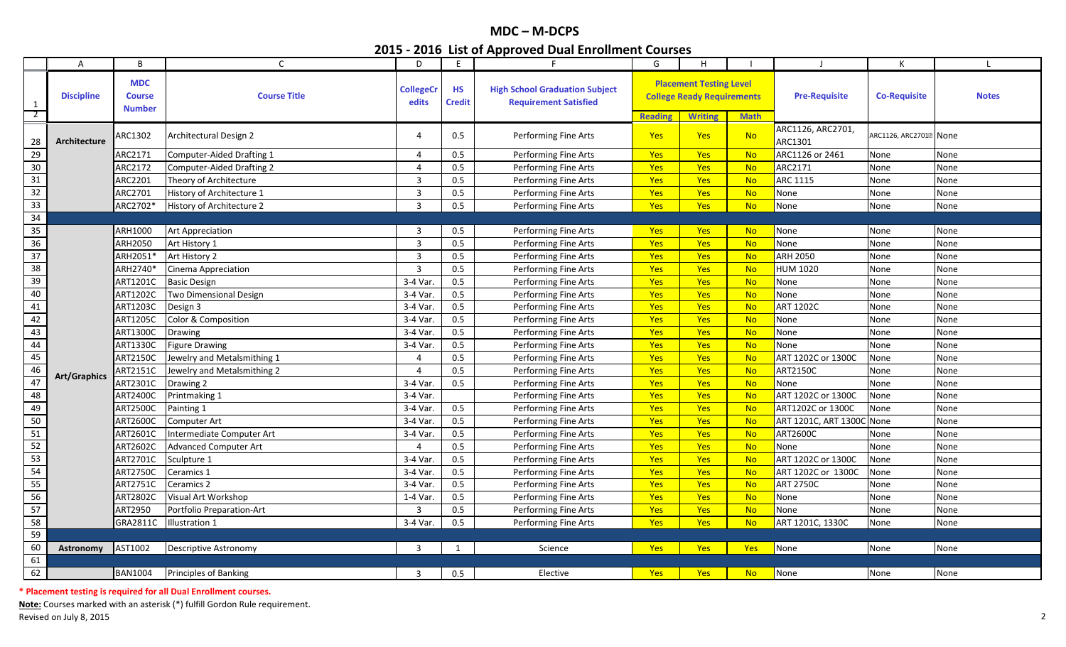# MDC – M-DCPS

## 2015 - 2016 List of Approved Dual Enrollment Courses

| | A | B | C | D | E | F | G | H | I | J | K | L |
|---|---|---|---|---|---|---|---|---|---|---|---|---|
| 1 | Discipline | MDC Course Number | Course Title | CollegeCredits | HS Credit | High School Graduation Subject Requirement Satisfied | Placement Testing Level College Ready Requirements | | | Pre-Requisite | Co-Requisite | Notes |
| 2 | | | | | | | Reading | Writing | Math | | | |
| 28 | Architecture | ARC1302 | Architectural Design 2 | 4 | 0.5 | Performing Fine Arts | Yes | Yes | No | ARC1126, ARC2701, ARC1301 | ARC1126, ARC2701 | None |
| 29 | | ARC2171 | Computer-Aided Drafting 1 | 4 | 0.5 | Performing Fine Arts | Yes | Yes | No | ARC1126 or 2461 | None | None |
| 30 | | ARC2172 | Computer-Aided Drafting 2 | 4 | 0.5 | Performing Fine Arts | Yes | Yes | No | ARC2171 | None | None |
| 31 | | ARC2201 | Theory of Architecture | 3 | 0.5 | Performing Fine Arts | Yes | Yes | No | ARC 1115 | None | None |
| 32 | | ARC2701 | History of Architecture 1 | 3 | 0.5 | Performing Fine Arts | Yes | Yes | No | None | None | None |
| 33 | | ARC2702* | History of Architecture 2 | 3 | 0.5 | Performing Fine Arts | Yes | Yes | No | None | None | None |
| 34 | | | | | | | | | | | | |
| 35 | Art/Graphics | ARH1000 | Art Appreciation | 3 | 0.5 | Performing Fine Arts | Yes | Yes | No | None | None | None |
| 36 | | ARH2050 | Art History 1 | 3 | 0.5 | Performing Fine Arts | Yes | Yes | No | None | None | None |
| 37 | | ARH2051* | Art History 2 | 3 | 0.5 | Performing Fine Arts | Yes | Yes | No | ARH 2050 | None | None |
| 38 | | ARH2740* | Cinema Appreciation | 3 | 0.5 | Performing Fine Arts | Yes | Yes | No | HUM 1020 | None | None |
| 39 | | ART1201C | Basic Design | 3-4 Var. | 0.5 | Performing Fine Arts | Yes | Yes | No | None | None | None |
| 40 | | ART1202C | Two Dimensional Design | 3-4 Var. | 0.5 | Performing Fine Arts | Yes | Yes | No | None | None | None |
| 41 | | ART1203C | Design 3 | 3-4 Var. | 0.5 | Performing Fine Arts | Yes | Yes | No | ART 1202C | None | None |
| 42 | | ART1205C | Color & Composition | 3-4 Var. | 0.5 | Performing Fine Arts | Yes | Yes | No | None | None | None |
| 43 | | ART1300C | Drawing | 3-4 Var. | 0.5 | Performing Fine Arts | Yes | Yes | No | None | None | None |
| 44 | | ART1330C | Figure Drawing | 3-4 Var. | 0.5 | Performing Fine Arts | Yes | Yes | No | None | None | None |
| 45 | | ART2150C | Jewelry and Metalsmithing 1 | 4 | 0.5 | Performing Fine Arts | Yes | Yes | No | ART 1202C or 1300C | None | None |
| 46 | | ART2151C | Jewelry and Metalsmithing 2 | 4 | 0.5 | Performing Fine Arts | Yes | Yes | No | ART2150C | None | None |
| 47 | | ART2301C | Drawing 2 | 3-4 Var. | 0.5 | Performing Fine Arts | Yes | Yes | No | None | None | None |
| 48 | | ART2400C | Printmaking 1 | 3-4 Var. | | Performing Fine Arts | Yes | Yes | No | ART 1202C or 1300C | None | None |
| 49 | | ART2500C | Painting 1 | 3-4 Var. | 0.5 | Performing Fine Arts | Yes | Yes | No | ART1202C or 1300C | None | None |
| 50 | | ART2600C | Computer Art | 3-4 Var. | 0.5 | Performing Fine Arts | Yes | Yes | No | ART 1201C, ART 1300C | None | None |
| 51 | | ART2601C | Intermediate Computer Art | 3-4 Var. | 0.5 | Performing Fine Arts | Yes | Yes | No | ART2600C | None | None |
| 52 | | ART2602C | Advanced Computer Art | 4 | 0.5 | Performing Fine Arts | Yes | Yes | No | None | None | None |
| 53 | | ART2701C | Sculpture 1 | 3-4 Var. | 0.5 | Performing Fine Arts | Yes | Yes | No | ART 1202C or 1300C | None | None |
| 54 | | ART2750C | Ceramics 1 | 3-4 Var. | 0.5 | Performing Fine Arts | Yes | Yes | No | ART 1202C or 1300C | None | None |
| 55 | | ART2751C | Ceramics 2 | 3-4 Var. | 0.5 | Performing Fine Arts | Yes | Yes | No | ART 2750C | None | None |
| 56 | | ART2802C | Visual Art Workshop | 1-4 Var. | 0.5 | Performing Fine Arts | Yes | Yes | No | None | None | None |
| 57 | | ART2950 | Portfolio Preparation-Art | 3 | 0.5 | Performing Fine Arts | Yes | Yes | No | None | None | None |
| 58 | | GRA2811C | Illustration 1 | 3-4 Var. | 0.5 | Performing Fine Arts | Yes | Yes | No | ART 1201C, 1330C | None | None |
| 59 | | | | | | | | | | | | |
| 60 | Astronomy | AST1002 | Descriptive Astronomy | 3 | 1 | Science | Yes | Yes | Yes | None | None | None |
| 61 | | | | | | | | | | | | |
| 62 | | BAN1004 | Principles of Banking | 3 | 0.5 | Elective | Yes | Yes | No | None | None | None |

**\* Placement testing is required for all Dual Enrollment courses.**

**Note:** Courses marked with an asterisk (*) fulfill Gordon Rule requirement.

Revised on July 8, 2015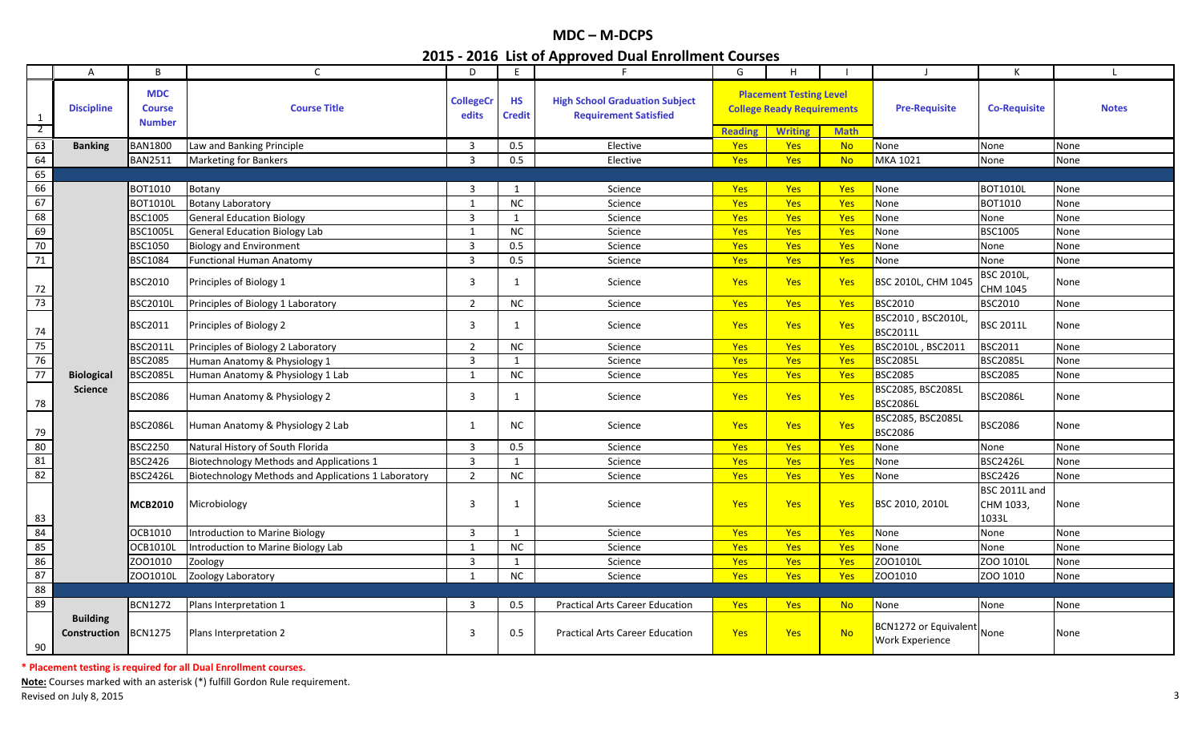# MDC – M-DCPS

## 2015 - 2016 List of Approved Dual Enrollment Courses

| | A | B | C | D | E | F | G | H | I | J | K | L |
|---|---|---|---|---|---|---|---|---|---|---|---|---|
| 1 | **Discipline** | **MDC Course Number** | **Course Title** | **CollegeCredits** | **HS Credit** | **High School Graduation Subject Requirement Satisfied** | **Placement Testing Level College Ready Requirements** | | | **Pre-Requisite** | **Co-Requisite** | **Notes** |
| 2 | | | | | | | **Reading** | **Writing** | **Math** | | | |
| 63 | **Banking** | BAN1800 | Law and Banking Principle | 3 | 0.5 | Elective | Yes | Yes | No | None | None | None |
| 64 | | BAN2511 | Marketing for Bankers | 3 | 0.5 | Elective | Yes | Yes | No | MKA 1021 | None | None |
| 65 | | | | | | | | | | | | |
| 66 | **Biological Science** | BOT1010 | Botany | 3 | 1 | Science | Yes | Yes | Yes | None | BOT1010L | None |
| 67 | | BOT1010L | Botany Laboratory | 1 | NC | Science | Yes | Yes | Yes | None | BOT1010 | None |
| 68 | | BSC1005 | General Education Biology | 3 | 1 | Science | Yes | Yes | Yes | None | None | None |
| 69 | | BSC1005L | General Education Biology Lab | 1 | NC | Science | Yes | Yes | Yes | None | BSC1005 | None |
| 70 | | BSC1050 | Biology and Environment | 3 | 0.5 | Science | Yes | Yes | Yes | None | None | None |
| 71 | | BSC1084 | Functional Human Anatomy | 3 | 0.5 | Science | Yes | Yes | Yes | None | None | None |
| 72 | | BSC2010 | Principles of Biology 1 | 3 | 1 | Science | Yes | Yes | Yes | BSC 2010L, CHM 1045 | BSC 2010L, CHM 1045 | None |
| 73 | | BSC2010L | Principles of Biology 1 Laboratory | 2 | NC | Science | Yes | Yes | Yes | BSC2010 | BSC2010 | None |
| 74 | | BSC2011 | Principles of Biology 2 | 3 | 1 | Science | Yes | Yes | Yes | BSC2010 , BSC2010L, BSC2011L | BSC 2011L | None |
| 75 | | BSC2011L | Principles of Biology 2 Laboratory | 2 | NC | Science | Yes | Yes | Yes | BSC2010L , BSC2011 | BSC2011 | None |
| 76 | | BSC2085 | Human Anatomy & Physiology 1 | 3 | 1 | Science | Yes | Yes | Yes | BSC2085L | BSC2085L | None |
| 77 | | BSC2085L | Human Anatomy & Physiology 1 Lab | 1 | NC | Science | Yes | Yes | Yes | BSC2085 | BSC2085 | None |
| 78 | | BSC2086 | Human Anatomy & Physiology 2 | 3 | 1 | Science | Yes | Yes | Yes | BSC2085, BSC2085L BSC2086L | BSC2086L | None |
| 79 | | BSC2086L | Human Anatomy & Physiology 2 Lab | 1 | NC | Science | Yes | Yes | Yes | BSC2085, BSC2085L BSC2086 | BSC2086 | None |
| 80 | | BSC2250 | Natural History of South Florida | 3 | 0.5 | Science | Yes | Yes | Yes | None | None | None |
| 81 | | BSC2426 | Biotechnology Methods and Applications 1 | 3 | 1 | Science | Yes | Yes | Yes | None | BSC2426L | None |
| 82 | | BSC2426L | Biotechnology Methods and Applications 1 Laboratory | 2 | NC | Science | Yes | Yes | Yes | None | BSC2426 | None |
| 83 | | **MCB2010** | Microbiology | 3 | 1 | Science | Yes | Yes | Yes | BSC 2010, 2010L | BSC 2011L and CHM 1033, 1033L | None |
| 84 | | OCB1010 | Introduction to Marine Biology | 3 | 1 | Science | Yes | Yes | Yes | None | None | None |
| 85 | | OCB1010L | Introduction to Marine Biology Lab | 1 | NC | Science | Yes | Yes | Yes | None | None | None |
| 86 | | ZOO1010 | Zoology | 3 | 1 | Science | Yes | Yes | Yes | ZOO1010L | ZOO 1010L | None |
| 87 | | ZOO1010L | Zoology Laboratory | 1 | NC | Science | Yes | Yes | Yes | ZOO1010 | ZOO 1010 | None |
| 88 | | | | | | | | | | | | |
| 89 | **Building Construction** | BCN1272 | Plans Interpretation 1 | 3 | 0.5 | Practical Arts Career Education | Yes | Yes | No | None | None | None |
| 90 | | BCN1275 | Plans Interpretation 2 | 3 | 0.5 | Practical Arts Career Education | Yes | Yes | No | BCN1272 or Equivalent Work Experience | None | None |

**\* Placement testing is required for all Dual Enrollment courses.**

**Note:** Courses marked with an asterisk (*) fulfill Gordon Rule requirement.

Revised on July 8, 2015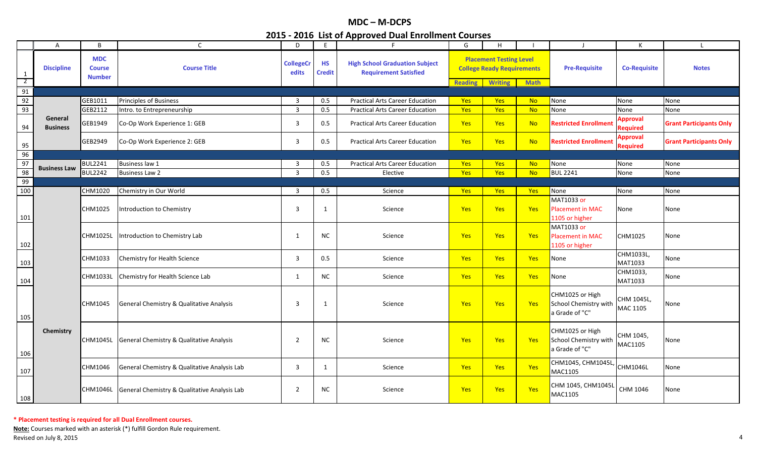# MDC – M-DCPS

## 2015 - 2016 List of Approved Dual Enrollment Courses

| | A | B | C | D | E | F | G | H | I | J | K | L |
|---|---|---|---|---|---|---|---|---|---|---|---|---|
| 1 | Discipline | MDC Course Number | Course Title | CollegeCredits | HS Credit | High School Graduation Subject Requirement Satisfied | Placement Testing Level College Ready Requirements | | | Pre-Requisite | Co-Requisite | Notes |
| 2 | | | | | | | Reading | Writing | Math | | | |
| 91 | | | | | | | | | | | | |
| 92 | General Business | GEB1011 | Principles of Business | 3 | 0.5 | Practical Arts Career Education | Yes | Yes | No | None | None | None |
| 93 | | GEB2112 | Intro. to Entrepreneurship | 3 | 0.5 | Practical Arts Career Education | Yes | Yes | No | None | None | None |
| 94 | | GEB1949 | Co-Op Work Experience 1: GEB | 3 | 0.5 | Practical Arts Career Education | Yes | Yes | No | Restricted Enrollment | Approval Required | Grant Participants Only |
| 95 | | GEB2949 | Co-Op Work Experience 2: GEB | 3 | 0.5 | Practical Arts Career Education | Yes | Yes | No | Restricted Enrollment | Approval Required | Grant Participants Only |
| 96 | | | | | | | | | | | | |
| 97 | Business Law | BUL2241 | Business law 1 | 3 | 0.5 | Practical Arts Career Education | Yes | Yes | No | None | None | None |
| 98 | | BUL2242 | Business Law 2 | 3 | 0.5 | Elective | Yes | Yes | No | BUL 2241 | None | None |
| 99 | | | | | | | | | | | | |
| 100 | Chemistry | CHM1020 | Chemistry in Our World | 3 | 0.5 | Science | Yes | Yes | Yes | None | None | None |
| 101 | | CHM1025 | Introduction to Chemistry | 3 | 1 | Science | Yes | Yes | Yes | MAT1033 or Placement in MAC 1105 or higher | None | None |
| 102 | | CHM1025L | Introduction to Chemistry Lab | 1 | NC | Science | Yes | Yes | Yes | MAT1033 or Placement in MAC 1105 or higher | CHM1025 | None |
| 103 | | CHM1033 | Chemistry for Health Science | 3 | 0.5 | Science | Yes | Yes | Yes | None | CHM1033L, MAT1033 | None |
| 104 | | CHM1033L | Chemistry for Health Science Lab | 1 | NC | Science | Yes | Yes | Yes | None | CHM1033, MAT1033 | None |
| 105 | | CHM1045 | General Chemistry & Qualitative Analysis | 3 | 1 | Science | Yes | Yes | Yes | CHM1025 or High School Chemistry with a Grade of "C" | CHM 1045L, MAC 1105 | None |
| 106 | | CHM1045L | General Chemistry & Qualitative Analysis | 2 | NC | Science | Yes | Yes | Yes | CHM1025 or High School Chemistry with a Grade of "C" | CHM 1045, MAC1105 | None |
| 107 | | CHM1046 | General Chemistry & Qualitative Analysis Lab | 3 | 1 | Science | Yes | Yes | Yes | CHM1045, CHM1045L, MAC1105 | CHM1046L | None |
| 108 | | CHM1046L | General Chemistry & Qualitative Analysis Lab | 2 | NC | Science | Yes | Yes | Yes | CHM 1045, CHM1045L MAC1105 | CHM 1046 | None |

**\* Placement testing is required for all Dual Enrollment courses.**

**Note:** Courses marked with an asterisk (*) fulfill Gordon Rule requirement.

Revised on July 8, 2015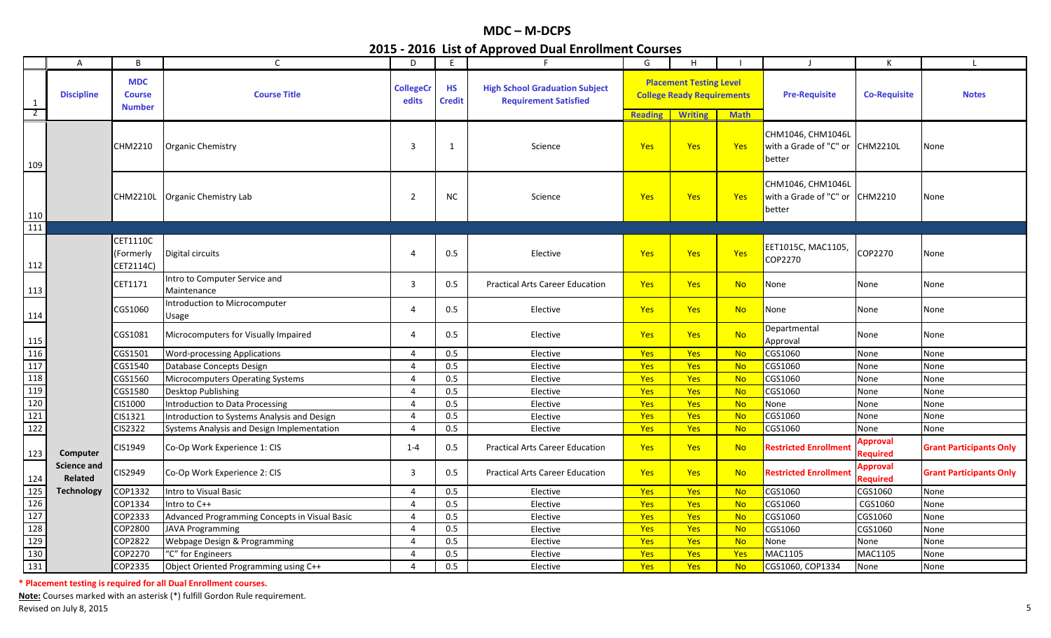# MDC – M-DCPS

## 2015 - 2016 List of Approved Dual Enrollment Courses

| | A | B | C | D | E | F | G | H | I | J | K | L |
|---|---|---|---|---|---|---|---|---|---|---|---|---|
| 1 | Discipline | MDC Course Number | Course Title | CollegeCredits | HS Credit | High School Graduation Subject Requirement Satisfied | Placement Testing Level College Ready Requirements | | | Pre-Requisite | Co-Requisite | Notes |
| 2 | | | | | | | Reading | Writing | Math | | | |
| 109 | | CHM2210 | Organic Chemistry | 3 | 1 | Science | Yes | Yes | Yes | CHM1046, CHM1046L with a Grade of "C" or better | CHM2210L | None |
| 110 | | CHM2210L | Organic Chemistry Lab | 2 | NC | Science | Yes | Yes | Yes | CHM1046, CHM1046L with a Grade of "C" or better | CHM2210 | None |
| 111 | | | | | | | | | | | | |
| 112 | Computer Science and Related Technology | CET1110C (Formerly CET2114C) | Digital circuits | 4 | 0.5 | Elective | Yes | Yes | Yes | EET1015C, MAC1105, COP2270 | COP2270 | None |
| 113 | | CET1171 | Intro to Computer Service and Maintenance | 3 | 0.5 | Practical Arts Career Education | Yes | Yes | No | None | None | None |
| 114 | | CGS1060 | Introduction to Microcomputer Usage | 4 | 0.5 | Elective | Yes | Yes | No | None | None | None |
| 115 | | CGS1081 | Microcomputers for Visually Impaired | 4 | 0.5 | Elective | Yes | Yes | No | Departmental Approval | None | None |
| 116 | | CGS1501 | Word-processing Applications | 4 | 0.5 | Elective | Yes | Yes | No | CGS1060 | None | None |
| 117 | | CGS1540 | Database Concepts Design | 4 | 0.5 | Elective | Yes | Yes | No | CGS1060 | None | None |
| 118 | | CGS1560 | Microcomputers Operating Systems | 4 | 0.5 | Elective | Yes | Yes | No | CGS1060 | None | None |
| 119 | | CGS1580 | Desktop Publishing | 4 | 0.5 | Elective | Yes | Yes | No | CGS1060 | None | None |
| 120 | | CIS1000 | Introduction to Data Processing | 4 | 0.5 | Elective | Yes | Yes | No | None | None | None |
| 121 | | CIS1321 | Introduction to Systems Analysis and Design | 4 | 0.5 | Elective | Yes | Yes | No | CGS1060 | None | None |
| 122 | | CIS2322 | Systems Analysis and Design Implementation | 4 | 0.5 | Elective | Yes | Yes | No | CGS1060 | None | None |
| 123 | | CIS1949 | Co-Op Work Experience 1: CIS | 1-4 | 0.5 | Practical Arts Career Education | Yes | Yes | No | **Restricted Enrollment** | **Approval Required** | **Grant Participants Only** |
| 124 | | CIS2949 | Co-Op Work Experience 2: CIS | 3 | 0.5 | Practical Arts Career Education | Yes | Yes | No | **Restricted Enrollment** | **Approval Required** | **Grant Participants Only** |
| 125 | | COP1332 | Intro to Visual Basic | 4 | 0.5 | Elective | Yes | Yes | No | CGS1060 | CGS1060 | None |
| 126 | | COP1334 | Intro to C++ | 4 | 0.5 | Elective | Yes | Yes | No | CGS1060 | CGS1060 | None |
| 127 | | COP2333 | Advanced Programming Concepts in Visual Basic | 4 | 0.5 | Elective | Yes | Yes | No | CGS1060 | CGS1060 | None |
| 128 | | COP2800 | JAVA Programming | 4 | 0.5 | Elective | Yes | Yes | No | CGS1060 | CGS1060 | None |
| 129 | | COP2822 | Webpage Design & Programming | 4 | 0.5 | Elective | Yes | Yes | No | None | None | None |
| 130 | | COP2270 | "C" for Engineers | 4 | 0.5 | Elective | Yes | Yes | Yes | MAC1105 | MAC1105 | None |
| 131 | | COP2335 | Object Oriented Programming using C++ | 4 | 0.5 | Elective | Yes | Yes | No | CGS1060, COP1334 | None | None |

**\* Placement testing is required for all Dual Enrollment courses.**

**Note:** Courses marked with an asterisk (*) fulfill Gordon Rule requirement.

Revised on July 8, 2015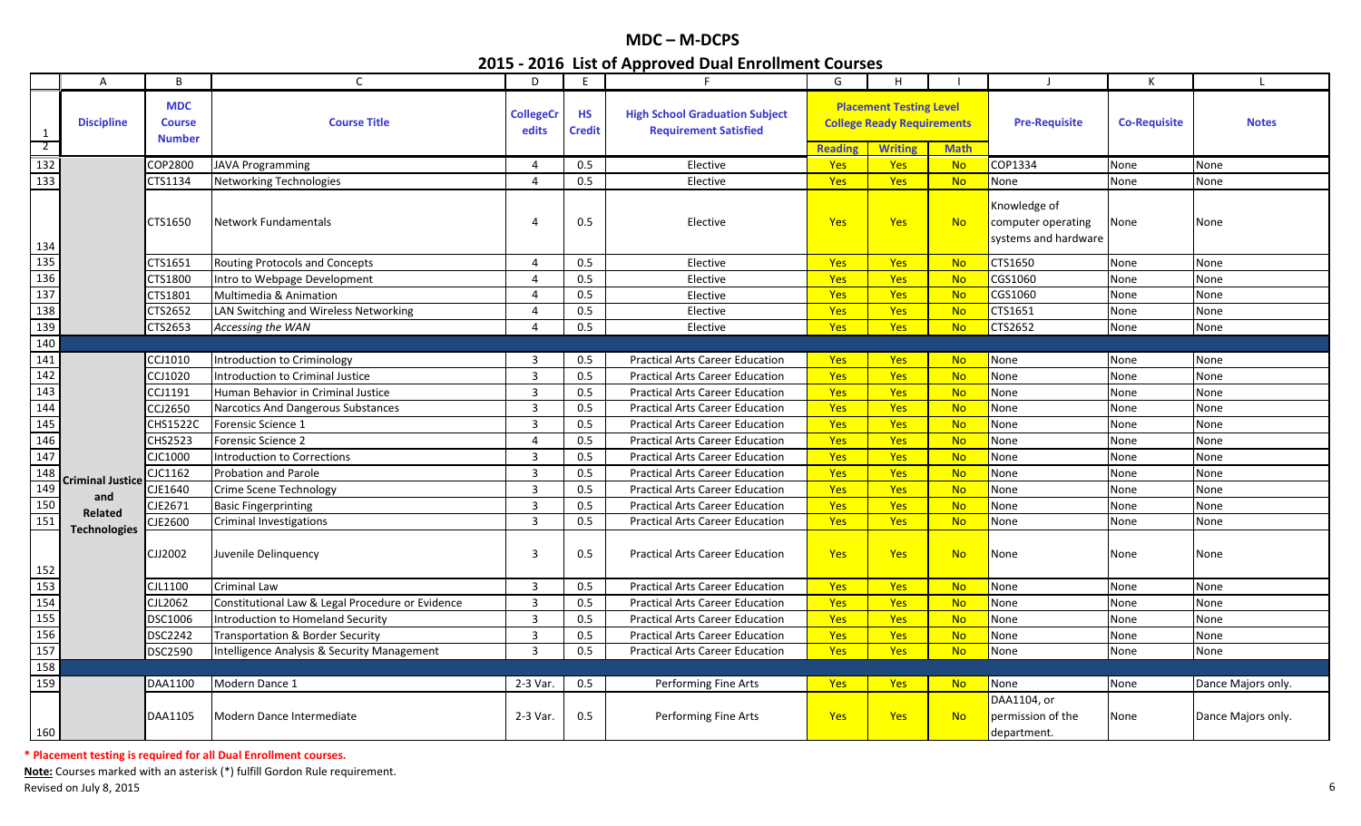# MDC – M-DCPS

## 2015 - 2016 List of Approved Dual Enrollment Courses

| | A | B | C | D | E | F | G | H | I | J | K | L |
|---|---|---|---|---|---|---|---|---|---|---|---|---|
| 1 | Discipline | MDC Course Number | Course Title | CollegeCredits | HS Credit | High School Graduation Subject Requirement Satisfied | Placement Testing Level College Ready Requirements | | | Pre-Requisite | Co-Requisite | Notes |
| 2 | | | | | | | Reading | Writing | Math | | | |
| 132 | | COP2800 | JAVA Programming | 4 | 0.5 | Elective | Yes | Yes | No | COP1334 | None | None |
| 133 | | CTS1134 | Networking Technologies | 4 | 0.5 | Elective | Yes | Yes | No | None | None | None |
| 134 | | CTS1650 | Network Fundamentals | 4 | 0.5 | Elective | Yes | Yes | No | Knowledge of computer operating systems and hardware | None | None |
| 135 | | CTS1651 | Routing Protocols and Concepts | 4 | 0.5 | Elective | Yes | Yes | No | CTS1650 | None | None |
| 136 | | CTS1800 | Intro to Webpage Development | 4 | 0.5 | Elective | Yes | Yes | No | CGS1060 | None | None |
| 137 | | CTS1801 | Multimedia & Animation | 4 | 0.5 | Elective | Yes | Yes | No | CGS1060 | None | None |
| 138 | | CTS2652 | LAN Switching and Wireless Networking | 4 | 0.5 | Elective | Yes | Yes | No | CTS1651 | None | None |
| 139 | | CTS2653 | *Accessing the WAN* | 4 | 0.5 | Elective | Yes | Yes | No | CTS2652 | None | None |
| 140 | | | | | | | | | | | | |
| 141 | Criminal Justice and Related Technologies | CCJ1010 | Introduction to Criminology | 3 | 0.5 | Practical Arts Career Education | Yes | Yes | No | None | None | None |
| 142 | | CCJ1020 | Introduction to Criminal Justice | 3 | 0.5 | Practical Arts Career Education | Yes | Yes | No | None | None | None |
| 143 | | CCJ1191 | Human Behavior in Criminal Justice | 3 | 0.5 | Practical Arts Career Education | Yes | Yes | No | None | None | None |
| 144 | | CCJ2650 | Narcotics And Dangerous Substances | 3 | 0.5 | Practical Arts Career Education | Yes | Yes | No | None | None | None |
| 145 | | CHS1522C | Forensic Science 1 | 3 | 0.5 | Practical Arts Career Education | Yes | Yes | No | None | None | None |
| 146 | | CHS2523 | Forensic Science 2 | 4 | 0.5 | Practical Arts Career Education | Yes | Yes | No | None | None | None |
| 147 | | CJC1000 | Introduction to Corrections | 3 | 0.5 | Practical Arts Career Education | Yes | Yes | No | None | None | None |
| 148 | | CJC1162 | Probation and Parole | 3 | 0.5 | Practical Arts Career Education | Yes | Yes | No | None | None | None |
| 149 | | CJE1640 | Crime Scene Technology | 3 | 0.5 | Practical Arts Career Education | Yes | Yes | No | None | None | None |
| 150 | | CJE2671 | Basic Fingerprinting | 3 | 0.5 | Practical Arts Career Education | Yes | Yes | No | None | None | None |
| 151 | | CJE2600 | Criminal Investigations | 3 | 0.5 | Practical Arts Career Education | Yes | Yes | No | None | None | None |
| 152 | | CJJ2002 | Juvenile Delinquency | 3 | 0.5 | Practical Arts Career Education | Yes | Yes | No | None | None | None |
| 153 | | CJL1100 | Criminal Law | 3 | 0.5 | Practical Arts Career Education | Yes | Yes | No | None | None | None |
| 154 | | CJL2062 | Constitutional Law & Legal Procedure or Evidence | 3 | 0.5 | Practical Arts Career Education | Yes | Yes | No | None | None | None |
| 155 | | DSC1006 | Introduction to Homeland Security | 3 | 0.5 | Practical Arts Career Education | Yes | Yes | No | None | None | None |
| 156 | | DSC2242 | Transportation & Border Security | 3 | 0.5 | Practical Arts Career Education | Yes | Yes | No | None | None | None |
| 157 | | DSC2590 | Intelligence Analysis & Security Management | 3 | 0.5 | Practical Arts Career Education | Yes | Yes | No | None | None | None |
| 158 | | | | | | | | | | | | |
| 159 | | DAA1100 | Modern Dance 1 | 2-3 Var. | 0.5 | Performing Fine Arts | Yes | Yes | No | None | None | Dance Majors only. |
| 160 | | DAA1105 | Modern Dance Intermediate | 2-3 Var. | 0.5 | Performing Fine Arts | Yes | Yes | No | DAA1104, or permission of the department. | None | Dance Majors only. |

**\* Placement testing is required for all Dual Enrollment courses.**

**Note:** Courses marked with an asterisk (*) fulfill Gordon Rule requirement.

Revised on July 8, 2015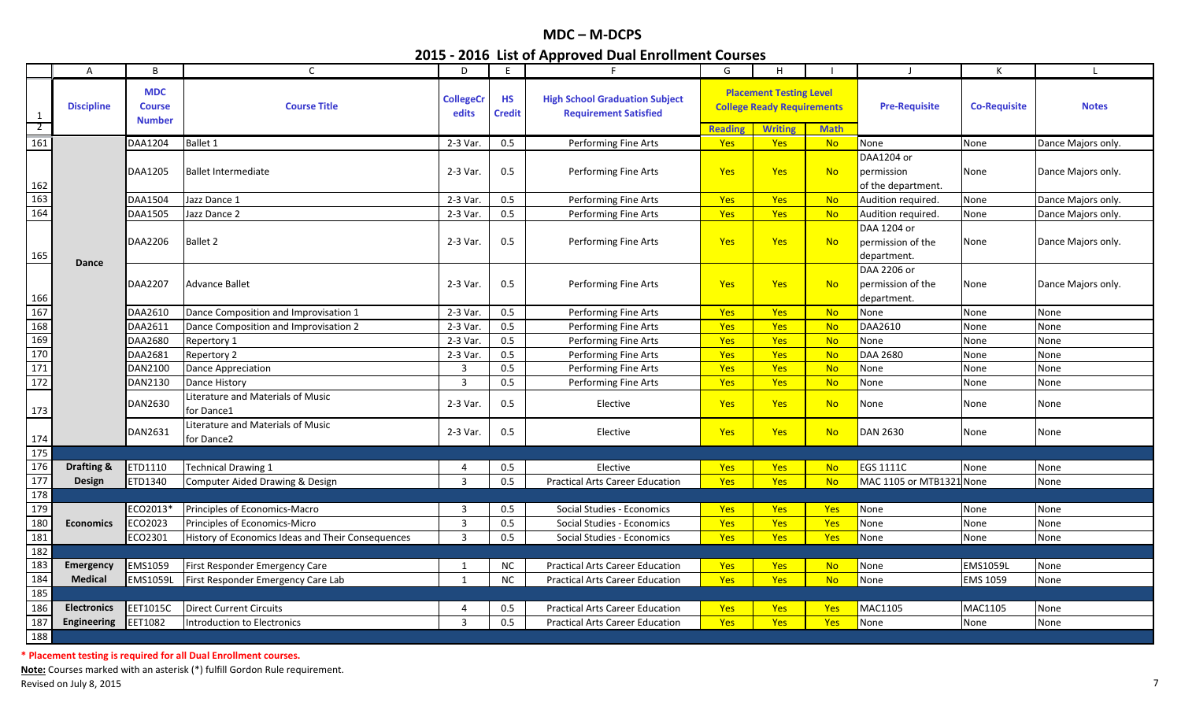# MDC – M-DCPS

## 2015 - 2016 List of Approved Dual Enrollment Courses

| | A | B | C | D | E | F | G | H | I | J | K | L |
|---|---|---|---|---|---|---|---|---|---|---|---|---|
| 1 | Discipline | MDC Course Number | Course Title | CollegeCredits | HS Credit | High School Graduation Subject Requirement Satisfied | Placement Testing Level College Ready Requirements | | | Pre-Requisite | Co-Requisite | Notes |
| 2 | | | | | | | Reading | Writing | Math | | | |
| 161 | Dance | DAA1204 | Ballet 1 | 2-3 Var. | 0.5 | Performing Fine Arts | Yes | Yes | No | None | None | Dance Majors only. |
| 162 | Dance | DAA1205 | Ballet Intermediate | 2-3 Var. | 0.5 | Performing Fine Arts | Yes | Yes | No | DAA1204 or permission of the department. | None | Dance Majors only. |
| 163 | Dance | DAA1504 | Jazz Dance 1 | 2-3 Var. | 0.5 | Performing Fine Arts | Yes | Yes | No | Audition required. | None | Dance Majors only. |
| 164 | Dance | DAA1505 | Jazz Dance 2 | 2-3 Var. | 0.5 | Performing Fine Arts | Yes | Yes | No | Audition required. | None | Dance Majors only. |
| 165 | Dance | DAA2206 | Ballet 2 | 2-3 Var. | 0.5 | Performing Fine Arts | Yes | Yes | No | DAA 1204 or permission of the department. | None | Dance Majors only. |
| 166 | Dance | DAA2207 | Advance Ballet | 2-3 Var. | 0.5 | Performing Fine Arts | Yes | Yes | No | DAA 2206 or permission of the department. | None | Dance Majors only. |
| 167 | Dance | DAA2610 | Dance Composition and Improvisation 1 | 2-3 Var. | 0.5 | Performing Fine Arts | Yes | Yes | No | None | None | None |
| 168 | Dance | DAA2611 | Dance Composition and Improvisation 2 | 2-3 Var. | 0.5 | Performing Fine Arts | Yes | Yes | No | DAA2610 | None | None |
| 169 | Dance | DAA2680 | Repertory 1 | 2-3 Var. | 0.5 | Performing Fine Arts | Yes | Yes | No | None | None | None |
| 170 | Dance | DAA2681 | Repertory 2 | 2-3 Var. | 0.5 | Performing Fine Arts | Yes | Yes | No | DAA 2680 | None | None |
| 171 | Dance | DAN2100 | Dance Appreciation | 3 | 0.5 | Performing Fine Arts | Yes | Yes | No | None | None | None |
| 172 | Dance | DAN2130 | Dance History | 3 | 0.5 | Performing Fine Arts | Yes | Yes | No | None | None | None |
| 173 | Dance | DAN2630 | Literature and Materials of Music for Dance1 | 2-3 Var. | 0.5 | Elective | Yes | Yes | No | None | None | None |
| 174 | Dance | DAN2631 | Literature and Materials of Music for Dance2 | 2-3 Var. | 0.5 | Elective | Yes | Yes | No | DAN 2630 | None | None |
| 175 | | | | | | | | | | | | |
| 176 | Drafting & Design | ETD1110 | Technical Drawing 1 | 4 | 0.5 | Elective | Yes | Yes | No | EGS 1111C | None | None |
| 177 | Drafting & Design | ETD1340 | Computer Aided Drawing & Design | 3 | 0.5 | Practical Arts Career Education | Yes | Yes | No | MAC 1105 or MTB1321 | None | None |
| 178 | | | | | | | | | | | | |
| 179 | Economics | ECO2013* | Principles of Economics-Macro | 3 | 0.5 | Social Studies - Economics | Yes | Yes | Yes | None | None | None |
| 180 | Economics | ECO2023 | Principles of Economics-Micro | 3 | 0.5 | Social Studies - Economics | Yes | Yes | Yes | None | None | None |
| 181 | Economics | ECO2301 | History of Economics Ideas and Their Consequences | 3 | 0.5 | Social Studies - Economics | Yes | Yes | Yes | None | None | None |
| 182 | | | | | | | | | | | | |
| 183 | Emergency Medical | EMS1059 | First Responder Emergency Care | 1 | NC | Practical Arts Career Education | Yes | Yes | No | None | EMS1059L | None |
| 184 | Emergency Medical | EMS1059L | First Responder Emergency Care Lab | 1 | NC | Practical Arts Career Education | Yes | Yes | No | None | EMS 1059 | None |
| 185 | | | | | | | | | | | | |
| 186 | Electronics Engineering | EET1015C | Direct Current Circuits | 4 | 0.5 | Practical Arts Career Education | Yes | Yes | Yes | MAC1105 | MAC1105 | None |
| 187 | Electronics Engineering | EET1082 | Introduction to Electronics | 3 | 0.5 | Practical Arts Career Education | Yes | Yes | Yes | None | None | None |
| 188 | | | | | | | | | | | | |

**\* Placement testing is required for all Dual Enrollment courses.**

**Note:** Courses marked with an asterisk (*) fulfill Gordon Rule requirement.

Revised on July 8, 2015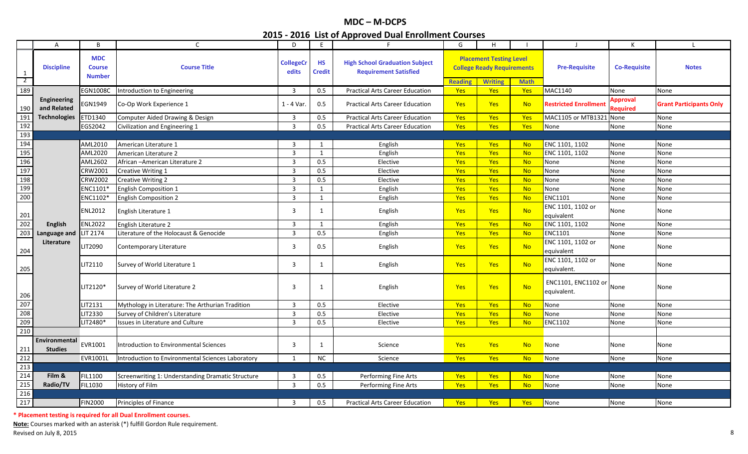# MDC – M-DCPS

## 2015 - 2016 List of Approved Dual Enrollment Courses

| | A | B | C | D | E | F | G | H | I | J | K | L |
|---|---|---|---|---|---|---|---|---|---|---|---|---|
| 1 | Discipline | MDC Course Number | Course Title | CollegeCredits | HS Credit | High School Graduation Subject Requirement Satisfied | Placement Testing Level College Ready Requirements | | | Pre-Requisite | Co-Requisite | Notes |
| 2 | | | | | | | Reading | Writing | Math | | | |
| 189 | Engineering and Related Technologies | EGN1008C | Introduction to Engineering | 3 | 0.5 | Practical Arts Career Education | Yes | Yes | Yes | MAC1140 | None | None |
| 190 | | EGN1949 | Co-Op Work Experience 1 | 1 - 4 Var. | 0.5 | Practical Arts Career Education | Yes | Yes | No | Restricted Enrollment | Approval Required | Grant Participants Only |
| 191 | | ETD1340 | Computer Aided Drawing & Design | 3 | 0.5 | Practical Arts Career Education | Yes | Yes | Yes | MAC1105 or MTB1321 | None | None |
| 192 | | EGS2042 | Civilization and Engineering 1 | 3 | 0.5 | Practical Arts Career Education | Yes | Yes | Yes | None | None | None |
| 193 | | | | | | | | | | | | |
| 194 | English Language and Literature | AML2010 | American Literature 1 | 3 | 1 | English | Yes | Yes | No | ENC 1101, 1102 | None | None |
| 195 | | AML2020 | American Literature 2 | 3 | 1 | English | Yes | Yes | No | ENC 1101, 1102 | None | None |
| 196 | | AML2602 | African –American Literature 2 | 3 | 0.5 | Elective | Yes | Yes | No | None | None | None |
| 197 | | CRW2001 | Creative Writing 1 | 3 | 0.5 | Elective | Yes | Yes | No | None | None | None |
| 198 | | CRW2002 | Creative Writing 2 | 3 | 0.5 | Elective | Yes | Yes | No | None | None | None |
| 199 | | ENC1101* | English Composition 1 | 3 | 1 | English | Yes | Yes | No | None | None | None |
| 200 | | ENC1102* | English Composition 2 | 3 | 1 | English | Yes | Yes | No | ENC1101 | None | None |
| 201 | | ENL2012 | English Literature 1 | 3 | 1 | English | Yes | Yes | No | ENC 1101, 1102 or equivalent | None | None |
| 202 | | ENL2022 | English Literature 2 | 3 | 1 | English | Yes | Yes | No | ENC 1101, 1102 | None | None |
| 203 | | LIT 2174 | Literature of the Holocaust & Genocide | 3 | 0.5 | English | Yes | Yes | No | ENC1101 | None | None |
| 204 | | LIT2090 | Contemporary Literature | 3 | 0.5 | English | Yes | Yes | No | ENC 1101, 1102 or equivalent | None | None |
| 205 | | LIT2110 | Survey of World Literature 1 | 3 | 1 | English | Yes | Yes | No | ENC 1101, 1102 or equivalent. | None | None |
| 206 | | LIT2120* | Survey of World Literature 2 | 3 | 1 | English | Yes | Yes | No | ENC1101, ENC1102 or equivalent. | None | None |
| 207 | | LIT2131 | Mythology in Literature: The Arthurian Tradition | 3 | 0.5 | Elective | Yes | Yes | No | None | None | None |
| 208 | | LIT2330 | Survey of Children's Literature | 3 | 0.5 | Elective | Yes | Yes | No | None | None | None |
| 209 | | LIT2480* | Issues in Literature and Culture | 3 | 0.5 | Elective | Yes | Yes | No | ENC1102 | None | None |
| 210 | | | | | | | | | | | | |
| 211 | Environmental Studies | EVR1001 | Introduction to Environmental Sciences | 3 | 1 | Science | Yes | Yes | No | None | None | None |
| 212 | | EVR1001L | Introduction to Environmental Sciences Laboratory | 1 | NC | Science | Yes | Yes | No | None | None | None |
| 213 | | | | | | | | | | | | |
| 214 | Film & Radio/TV | FIL1100 | Screenwriting 1: Understanding Dramatic Structure | 3 | 0.5 | Performing Fine Arts | Yes | Yes | No | None | None | None |
| 215 | | FIL1030 | History of Film | 3 | 0.5 | Performing Fine Arts | Yes | Yes | No | None | None | None |
| 216 | | | | | | | | | | | | |
| 217 | | FIN2000 | Principles of Finance | 3 | 0.5 | Practical Arts Career Education | Yes | Yes | Yes | None | None | None |

**\* Placement testing is required for all Dual Enrollment courses.**

**Note:** Courses marked with an asterisk (*) fulfill Gordon Rule requirement.

Revised on July 8, 2015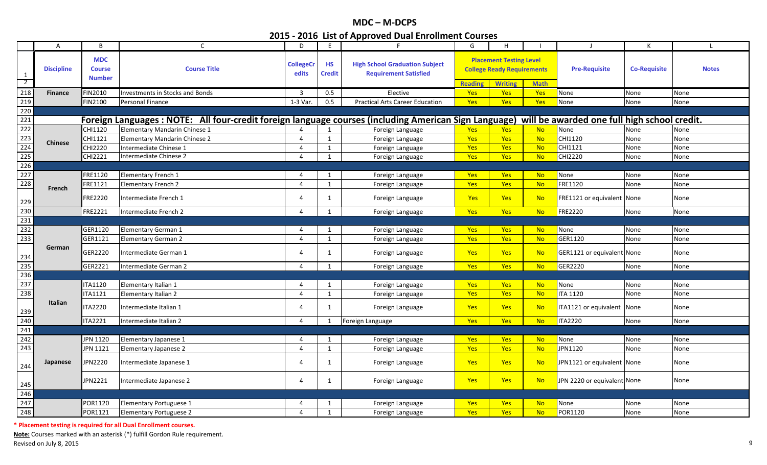# MDC – M-DCPS

## 2015 - 2016 List of Approved Dual Enrollment Courses

| | A | B | C | D | E | F | G | H | I | J | K | L |
|---|---|---|---|---|---|---|---|---|---|---|---|---|
| 1 | Discipline | MDC Course Number | Course Title | CollegeCredits | HS Credit | High School Graduation Subject Requirement Satisfied | Placement Testing Level College Ready Requirements | | | Pre-Requisite | Co-Requisite | Notes |
| 2 | | | | | | | Reading | Writing | Math | | | |
| 218 | Finance | FIN2010 | Investments in Stocks and Bonds | 3 | 0.5 | Elective | Yes | Yes | Yes | None | None | None |
| 219 | | FIN2100 | Personal Finance | 1-3 Var. | 0.5 | Practical Arts Career Education | Yes | Yes | Yes | None | None | None |
| 220 | | | | | | | | | | | | |
| 221 | Foreign Languages : NOTE: All four-credit foreign language courses (including American Sign Language) will be awarded one full high school credit. | | | | | | | | | | | |
| 222 | Chinese | CHI1120 | Elementary Mandarin Chinese 1 | 4 | 1 | Foreign Language | Yes | Yes | No | None | None | None |
| 223 | | CHI1121 | Elementary Mandarin Chinese 2 | 4 | 1 | Foreign Language | Yes | Yes | No | CHI1120 | None | None |
| 224 | | CHI2220 | Intermediate Chinese 1 | 4 | 1 | Foreign Language | Yes | Yes | No | CHI1121 | None | None |
| 225 | | CHI2221 | Intermediate Chinese 2 | 4 | 1 | Foreign Language | Yes | Yes | No | CHI2220 | None | None |
| 226 | | | | | | | | | | | | |
| 227 | French | FRE1120 | Elementary French 1 | 4 | 1 | Foreign Language | Yes | Yes | No | None | None | None |
| 228 | | FRE1121 | Elementary French 2 | 4 | 1 | Foreign Language | Yes | Yes | No | FRE1120 | None | None |
| 229 | | FRE2220 | Intermediate French 1 | 4 | 1 | Foreign Language | Yes | Yes | No | FRE1121 or equivalent | None | None |
| 230 | | FRE2221 | Intermediate French 2 | 4 | 1 | Foreign Language | Yes | Yes | No | FRE2220 | None | None |
| 231 | | | | | | | | | | | | |
| 232 | German | GER1120 | Elementary German 1 | 4 | 1 | Foreign Language | Yes | Yes | No | None | None | None |
| 233 | | GER1121 | Elementary German 2 | 4 | 1 | Foreign Language | Yes | Yes | No | GER1120 | None | None |
| 234 | | GER2220 | Intermediate German 1 | 4 | 1 | Foreign Language | Yes | Yes | No | GER1121 or equivalent | None | None |
| 235 | | GER2221 | Intermediate German 2 | 4 | 1 | Foreign Language | Yes | Yes | No | GER2220 | None | None |
| 236 | | | | | | | | | | | | |
| 237 | Italian | ITA1120 | Elementary Italian 1 | 4 | 1 | Foreign Language | Yes | Yes | No | None | None | None |
| 238 | | ITA1121 | Elementary Italian 2 | 4 | 1 | Foreign Language | Yes | Yes | No | ITA 1120 | None | None |
| 239 | | ITA2220 | Intermediate Italian 1 | 4 | 1 | Foreign Language | Yes | Yes | No | ITA1121 or equivalent | None | None |
| 240 | | ITA2221 | Intermediate Italian 2 | 4 | 1 | Foreign Language | Yes | Yes | No | ITA2220 | None | None |
| 241 | | | | | | | | | | | | |
| 242 | Japanese | JPN 1120 | Elementary Japanese 1 | 4 | 1 | Foreign Language | Yes | Yes | No | None | None | None |
| 243 | | JPN 1121 | Elementary Japanese 2 | 4 | 1 | Foreign Language | Yes | Yes | No | JPN1120 | None | None |
| 244 | | JPN2220 | Intermediate Japanese 1 | 4 | 1 | Foreign Language | Yes | Yes | No | JPN1121 or equivalent | None | None |
| 245 | | JPN2221 | Intermediate Japanese 2 | 4 | 1 | Foreign Language | Yes | Yes | No | JPN 2220 or equivalent | None | None |
| 246 | | | | | | | | | | | | |
| 247 | | POR1120 | Elementary Portuguese 1 | 4 | 1 | Foreign Language | Yes | Yes | No | None | None | None |
| 248 | | POR1121 | Elementary Portuguese 2 | 4 | 1 | Foreign Language | Yes | Yes | No | POR1120 | None | None |

**\* Placement testing is required for all Dual Enrollment courses.**

**Note:** Courses marked with an asterisk (*) fulfill Gordon Rule requirement.

Revised on July 8, 2015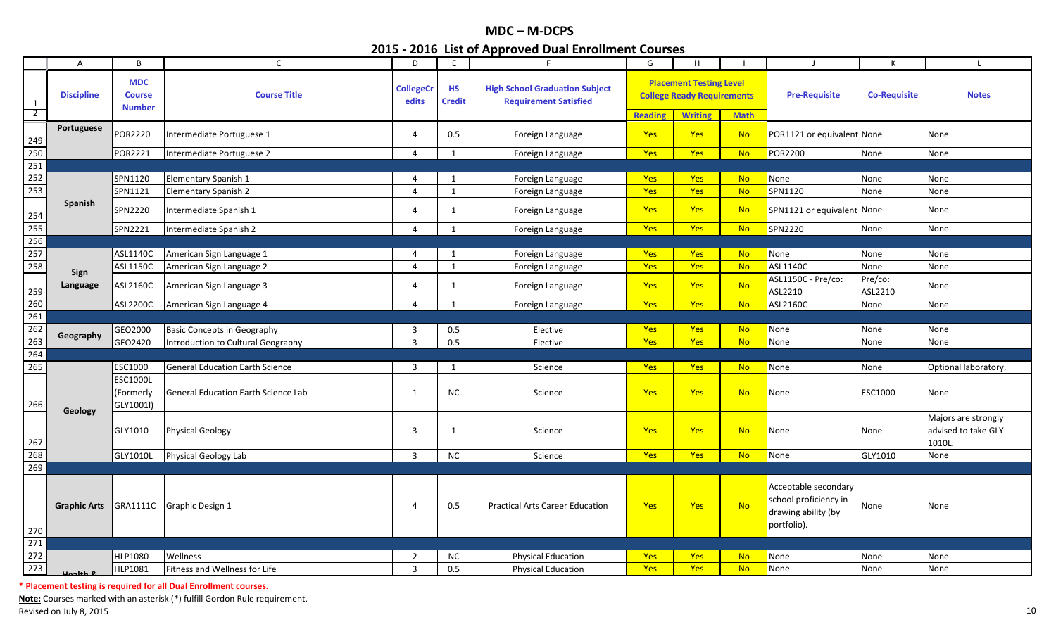# MDC – M-DCPS

## 2015 - 2016 List of Approved Dual Enrollment Courses

| Discipline | MDC Course Number | Course Title | CollegeCredits | HS Credit | High School Graduation Subject Requirement Satisfied | Placement Testing Level College Ready Requirements | | | Pre-Requisite | Co-Requisite | Notes |
|---|---|---|---|---|---|---|---|---|---|---|---|
| | | | | | | Reading | Writing | Math | | | |
| Portuguese | POR2220 | Intermediate Portuguese 1 | 4 | 0.5 | Foreign Language | Yes | Yes | No | POR1121 or equivalent | None | None |
| | POR2221 | Intermediate Portuguese 2 | 4 | 1 | Foreign Language | Yes | Yes | No | POR2200 | None | None |
| | | | | | | | | | | | |
| Spanish | SPN1120 | Elementary Spanish 1 | 4 | 1 | Foreign Language | Yes | Yes | No | None | None | None |
| | SPN1121 | Elementary Spanish 2 | 4 | 1 | Foreign Language | Yes | Yes | No | SPN1120 | None | None |
| | SPN2220 | Intermediate Spanish 1 | 4 | 1 | Foreign Language | Yes | Yes | No | SPN1121 or equivalent | None | None |
| | SPN2221 | Intermediate Spanish 2 | 4 | 1 | Foreign Language | Yes | Yes | No | SPN2220 | None | None |
| | | | | | | | | | | | |
| Sign Language | ASL1140C | American Sign Language 1 | 4 | 1 | Foreign Language | Yes | Yes | No | None | None | None |
| | ASL1150C | American Sign Language 2 | 4 | 1 | Foreign Language | Yes | Yes | No | ASL1140C | None | None |
| | ASL2160C | American Sign Language 3 | 4 | 1 | Foreign Language | Yes | Yes | No | ASL1150C - Pre/co: ASL2210 | Pre/co: ASL2210 | None |
| | ASL2200C | American Sign Language 4 | 4 | 1 | Foreign Language | Yes | Yes | No | ASL2160C | None | None |
| | | | | | | | | | | | |
| Geography | GEO2000 | Basic Concepts in Geography | 3 | 0.5 | Elective | Yes | Yes | No | None | None | None |
| | GEO2420 | Introduction to Cultural Geography | 3 | 0.5 | Elective | Yes | Yes | No | None | None | None |
| | | | | | | | | | | | |
| Geology | ESC1000 | General Education Earth Science | 3 | 1 | Science | Yes | Yes | No | None | None | Optional laboratory. |
| | ESC1000L (Formerly GLY1001l) | General Education Earth Science Lab | 1 | NC | Science | Yes | Yes | No | None | ESC1000 | None |
| | GLY1010 | Physical Geology | 3 | 1 | Science | Yes | Yes | No | None | None | Majors are strongly advised to take GLY 1010L. |
| | GLY1010L | Physical Geology Lab | 3 | NC | Science | Yes | Yes | No | None | GLY1010 | None |
| | | | | | | | | | | | |
| Graphic Arts | GRA1111C | Graphic Design 1 | 4 | 0.5 | Practical Arts Career Education | Yes | Yes | No | Acceptable secondary school proficiency in drawing ability (by portfolio). | None | None |
| | | | | | | | | | | | |
| Health & | HLP1080 | Wellness | 2 | NC | Physical Education | Yes | Yes | No | None | None | None |
| | HLP1081 | Fitness and Wellness for Life | 3 | 0.5 | Physical Education | Yes | Yes | No | None | None | None |

**\* Placement testing is required for all Dual Enrollment courses.**

**Note:** Courses marked with an asterisk (*) fulfill Gordon Rule requirement.

Revised on July 8, 2015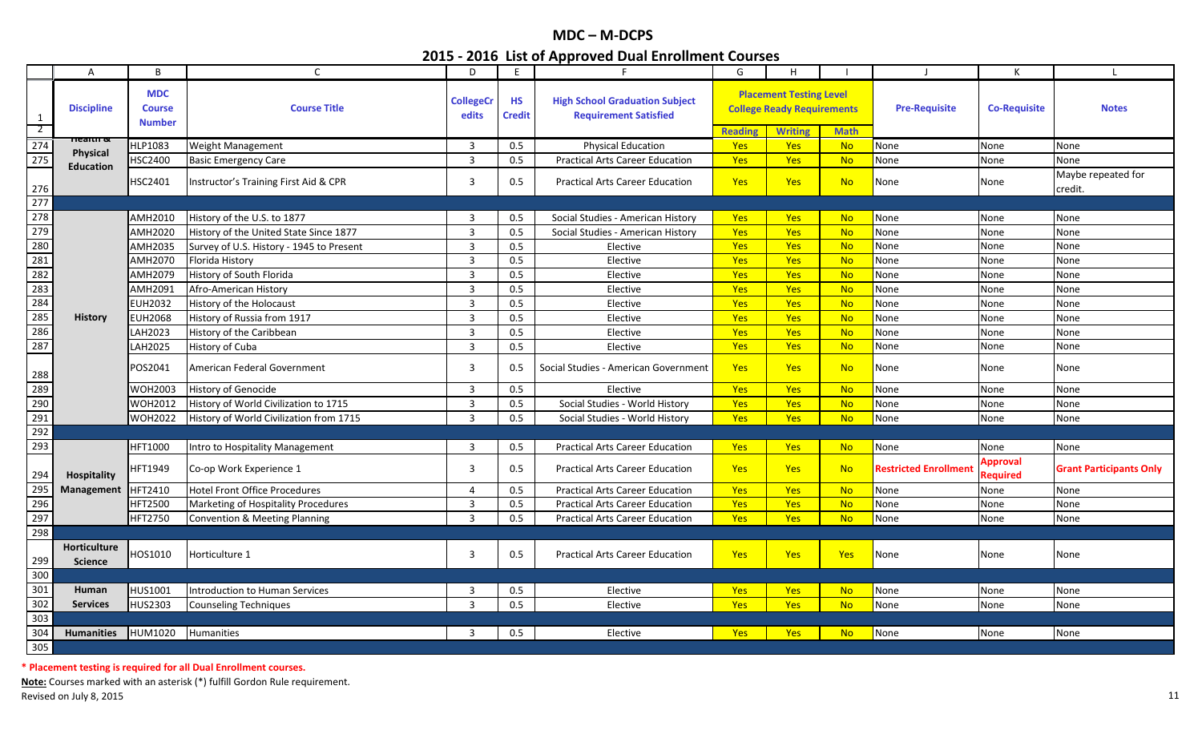# MDC – M-DCPS

## 2015 - 2016 List of Approved Dual Enrollment Courses

| | A | B | C | D | E | F | G | H | I | J | K | L |
|---|---|---|---|---|---|---|---|---|---|---|---|---|
| 1 | Discipline | MDC Course Number | Course Title | CollegeCredits | HS Credit | High School Graduation Subject Requirement Satisfied | Placement Testing Level College Ready Requirements | | | Pre-Requisite | Co-Requisite | Notes |
| 2 | | | | | | | Reading | Writing | Math | | | |
| 274 | Health & Physical Education | HLP1083 | Weight Management | 3 | 0.5 | Physical Education | Yes | Yes | No | None | None | None |
| 275 | | HSC2400 | Basic Emergency Care | 3 | 0.5 | Practical Arts Career Education | Yes | Yes | No | None | None | None |
| 276 | | HSC2401 | Instructor's Training First Aid & CPR | 3 | 0.5 | Practical Arts Career Education | Yes | Yes | No | None | None | Maybe repeated for credit. |
| 277 | | | | | | | | | | | | |
| 278 | History | AMH2010 | History of the U.S. to 1877 | 3 | 0.5 | Social Studies - American History | Yes | Yes | No | None | None | None |
| 279 | | AMH2020 | History of the United State Since 1877 | 3 | 0.5 | Social Studies - American History | Yes | Yes | No | None | None | None |
| 280 | | AMH2035 | Survey of U.S. History - 1945 to Present | 3 | 0.5 | Elective | Yes | Yes | No | None | None | None |
| 281 | | AMH2070 | Florida History | 3 | 0.5 | Elective | Yes | Yes | No | None | None | None |
| 282 | | AMH2079 | History of South Florida | 3 | 0.5 | Elective | Yes | Yes | No | None | None | None |
| 283 | | AMH2091 | Afro-American History | 3 | 0.5 | Elective | Yes | Yes | No | None | None | None |
| 284 | | EUH2032 | History of the Holocaust | 3 | 0.5 | Elective | Yes | Yes | No | None | None | None |
| 285 | | EUH2068 | History of Russia from 1917 | 3 | 0.5 | Elective | Yes | Yes | No | None | None | None |
| 286 | | LAH2023 | History of the Caribbean | 3 | 0.5 | Elective | Yes | Yes | No | None | None | None |
| 287 | | LAH2025 | History of Cuba | 3 | 0.5 | Elective | Yes | Yes | No | None | None | None |
| 288 | | POS2041 | American Federal Government | 3 | 0.5 | Social Studies - American Government | Yes | Yes | No | None | None | None |
| 289 | | WOH2003 | History of Genocide | 3 | 0.5 | Elective | Yes | Yes | No | None | None | None |
| 290 | | WOH2012 | History of World Civilization to 1715 | 3 | 0.5 | Social Studies - World History | Yes | Yes | No | None | None | None |
| 291 | | WOH2022 | History of World Civilization from 1715 | 3 | 0.5 | Social Studies - World History | Yes | Yes | No | None | None | None |
| 292 | | | | | | | | | | | | |
| 293 | Hospitality Management | HFT1000 | Intro to Hospitality Management | 3 | 0.5 | Practical Arts Career Education | Yes | Yes | No | None | None | None |
| 294 | | HFT1949 | Co-op Work Experience 1 | 3 | 0.5 | Practical Arts Career Education | Yes | Yes | No | Restricted Enrollment | Approval Required | Grant Participants Only |
| 295 | | HFT2410 | Hotel Front Office Procedures | 4 | 0.5 | Practical Arts Career Education | Yes | Yes | No | None | None | None |
| 296 | | HFT2500 | Marketing of Hospitality Procedures | 3 | 0.5 | Practical Arts Career Education | Yes | Yes | No | None | None | None |
| 297 | | HFT2750 | Convention & Meeting Planning | 3 | 0.5 | Practical Arts Career Education | Yes | Yes | No | None | None | None |
| 298 | | | | | | | | | | | | |
| 299 | Horticulture Science | HOS1010 | Horticulture 1 | 3 | 0.5 | Practical Arts Career Education | Yes | Yes | Yes | None | None | None |
| 300 | | | | | | | | | | | | |
| 301 | Human Services | HUS1001 | Introduction to Human Services | 3 | 0.5 | Elective | Yes | Yes | No | None | None | None |
| 302 | | HUS2303 | Counseling Techniques | 3 | 0.5 | Elective | Yes | Yes | No | None | None | None |
| 303 | | | | | | | | | | | | |
| 304 | Humanities | HUM1020 | Humanities | 3 | 0.5 | Elective | Yes | Yes | No | None | None | None |
| 305 | | | | | | | | | | | | |

**\* Placement testing is required for all Dual Enrollment courses.**

**Note:** Courses marked with an asterisk (*) fulfill Gordon Rule requirement.

Revised on July 8, 2015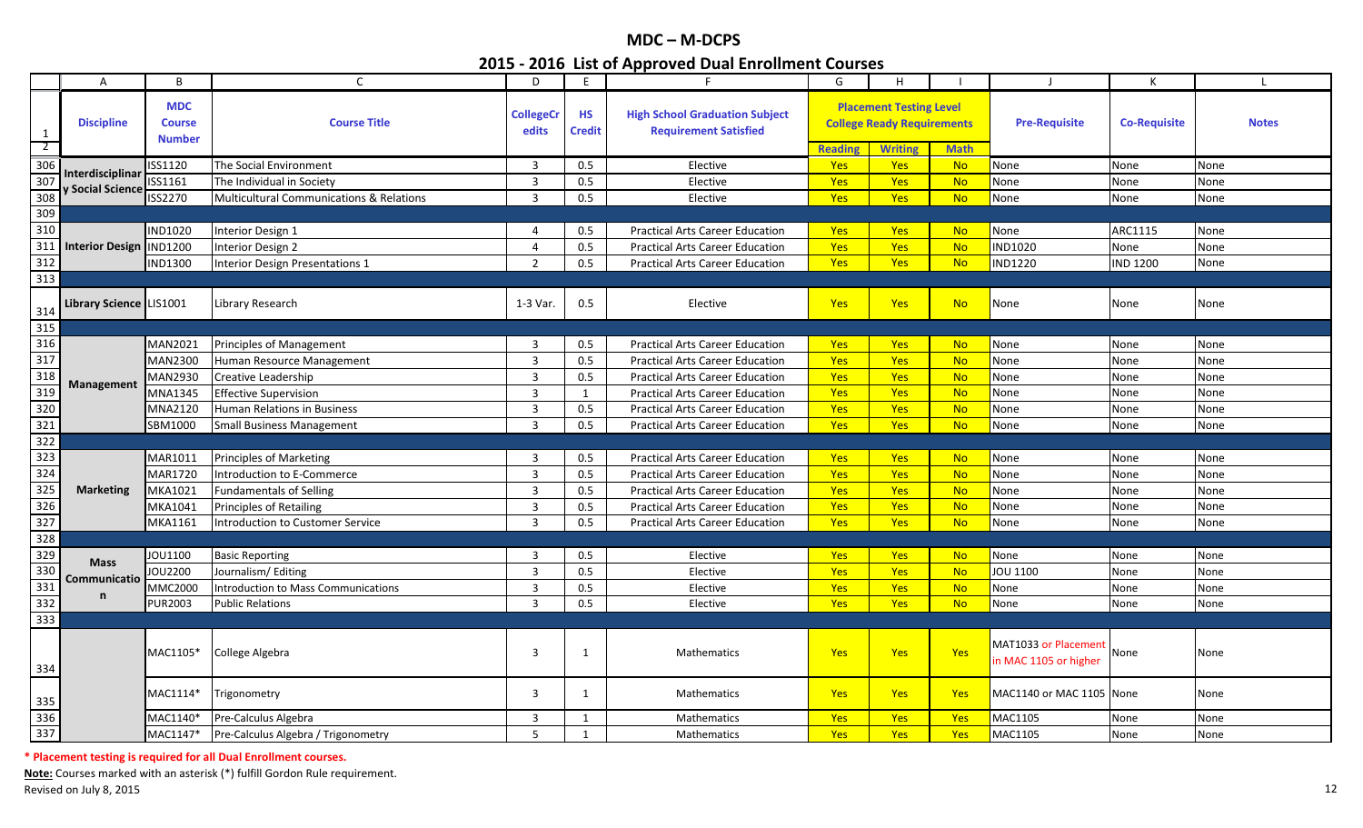# MDC – M-DCPS

## 2015 - 2016 List of Approved Dual Enrollment Courses

| | A | B | C | D | E | F | G | H | I | J | K | L |
|---|---|---|---|---|---|---|---|---|---|---|---|---|
| 1 | Discipline | MDC Course Number | Course Title | CollegeCredits | HS Credit | High School Graduation Subject Requirement Satisfied | Placement Testing Level College Ready Requirements | | | Pre-Requisite | Co-Requisite | Notes |
| 2 | | | | | | | Reading | Writing | Math | | | |
| 306 | Interdisciplinary Social Science | ISS1120 | The Social Environment | 3 | 0.5 | Elective | Yes | Yes | No | None | None | None |
| 307 | | ISS1161 | The Individual in Society | 3 | 0.5 | Elective | Yes | Yes | No | None | None | None |
| 308 | | ISS2270 | Multicultural Communications & Relations | 3 | 0.5 | Elective | Yes | Yes | No | None | None | None |
| 309 | | | | | | | | | | | | |
| 310 | Interior Design | IND1020 | Interior Design 1 | 4 | 0.5 | Practical Arts Career Education | Yes | Yes | No | None | ARC1115 | None |
| 311 | | IND1200 | Interior Design 2 | 4 | 0.5 | Practical Arts Career Education | Yes | Yes | No | IND1020 | None | None |
| 312 | | IND1300 | Interior Design Presentations 1 | 2 | 0.5 | Practical Arts Career Education | Yes | Yes | No | IND1220 | IND 1200 | None |
| 313 | | | | | | | | | | | | |
| 314 | Library Science | LIS1001 | Library Research | 1-3 Var. | 0.5 | Elective | Yes | Yes | No | None | None | None |
| 315 | | | | | | | | | | | | |
| 316 | Management | MAN2021 | Principles of Management | 3 | 0.5 | Practical Arts Career Education | Yes | Yes | No | None | None | None |
| 317 | | MAN2300 | Human Resource Management | 3 | 0.5 | Practical Arts Career Education | Yes | Yes | No | None | None | None |
| 318 | | MAN2930 | Creative Leadership | 3 | 0.5 | Practical Arts Career Education | Yes | Yes | No | None | None | None |
| 319 | | MNA1345 | Effective Supervision | 3 | 1 | Practical Arts Career Education | Yes | Yes | No | None | None | None |
| 320 | | MNA2120 | Human Relations in Business | 3 | 0.5 | Practical Arts Career Education | Yes | Yes | No | None | None | None |
| 321 | | SBM1000 | Small Business Management | 3 | 0.5 | Practical Arts Career Education | Yes | Yes | No | None | None | None |
| 322 | | | | | | | | | | | | |
| 323 | Marketing | MAR1011 | Principles of Marketing | 3 | 0.5 | Practical Arts Career Education | Yes | Yes | No | None | None | None |
| 324 | | MAR1720 | Introduction to E-Commerce | 3 | 0.5 | Practical Arts Career Education | Yes | Yes | No | None | None | None |
| 325 | | MKA1021 | Fundamentals of Selling | 3 | 0.5 | Practical Arts Career Education | Yes | Yes | No | None | None | None |
| 326 | | MKA1041 | Principles of Retailing | 3 | 0.5 | Practical Arts Career Education | Yes | Yes | No | None | None | None |
| 327 | | MKA1161 | Introduction to Customer Service | 3 | 0.5 | Practical Arts Career Education | Yes | Yes | No | None | None | None |
| 328 | | | | | | | | | | | | |
| 329 | Mass Communication | JOU1100 | Basic Reporting | 3 | 0.5 | Elective | Yes | Yes | No | None | None | None |
| 330 | | JOU2200 | Journalism/ Editing | 3 | 0.5 | Elective | Yes | Yes | No | JOU 1100 | None | None |
| 331 | | MMC2000 | Introduction to Mass Communications | 3 | 0.5 | Elective | Yes | Yes | No | None | None | None |
| 332 | | PUR2003 | Public Relations | 3 | 0.5 | Elective | Yes | Yes | No | None | None | None |
| 333 | | | | | | | | | | | | |
| 334 | | MAC1105* | College Algebra | 3 | 1 | Mathematics | Yes | Yes | Yes | MAT1033 or Placement in MAC 1105 or higher | None | None |
| 335 | | MAC1114* | Trigonometry | 3 | 1 | Mathematics | Yes | Yes | Yes | MAC1140 or MAC 1105 | None | None |
| 336 | | MAC1140* | Pre-Calculus Algebra | 3 | 1 | Mathematics | Yes | Yes | Yes | MAC1105 | None | None |
| 337 | | MAC1147* | Pre-Calculus Algebra / Trigonometry | 5 | 1 | Mathematics | Yes | Yes | Yes | MAC1105 | None | None |

**\* Placement testing is required for all Dual Enrollment courses.**

**Note:** Courses marked with an asterisk (*) fulfill Gordon Rule requirement.

Revised on July 8, 2015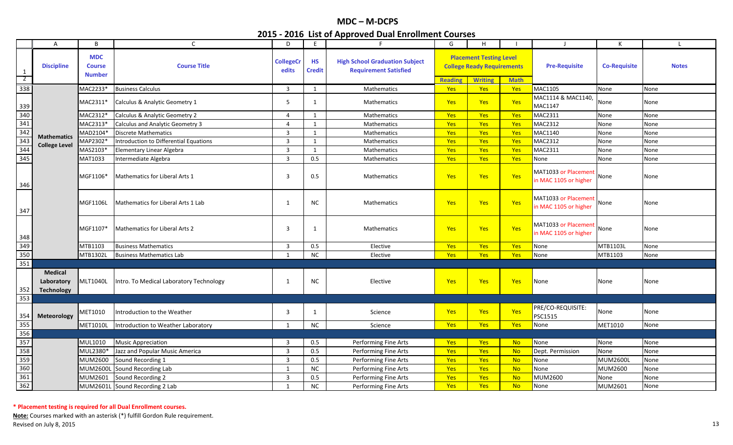# MDC – M-DCPS

## 2015 - 2016 List of Approved Dual Enrollment Courses

| | A | B | C | D | E | F | G | H | I | J | K | L |
|---|---|---|---|---|---|---|---|---|---|---|---|---|
| 1 | Discipline | MDC Course Number | Course Title | CollegeCredits | HS Credit | High School Graduation Subject Requirement Satisfied | Placement Testing Level College Ready Requirements | | | Pre-Requisite | Co-Requisite | Notes |
| 2 | | | | | | | Reading | Writing | Math | | | |
| 338 | Mathematics College Level | MAC2233* | Business Calculus | 3 | 1 | Mathematics | Yes | Yes | Yes | MAC1105 | None | None |
| 339 | | MAC2311* | Calculus & Analytic Geometry 1 | 5 | 1 | Mathematics | Yes | Yes | Yes | MAC1114 & MAC1140, MAC1147 | None | None |
| 340 | | MAC2312* | Calculus & Analytic Geometry 2 | 4 | 1 | Mathematics | Yes | Yes | Yes | MAC2311 | None | None |
| 341 | | MAC2313* | Calculus and Analytic Geometry 3 | 4 | 1 | Mathematics | Yes | Yes | Yes | MAC2312 | None | None |
| 342 | | MAD2104* | Discrete Mathematics | 3 | 1 | Mathematics | Yes | Yes | Yes | MAC1140 | None | None |
| 343 | | MAP2302* | Introduction to Differential Equations | 3 | 1 | Mathematics | Yes | Yes | Yes | MAC2312 | None | None |
| 344 | | MAS2103* | Elementary Linear Algebra | 3 | 1 | Mathematics | Yes | Yes | Yes | MAC2311 | None | None |
| 345 | | MAT1033 | Intermediate Algebra | 3 | 0.5 | Mathematics | Yes | Yes | Yes | None | None | None |
| 346 | | MGF1106* | Mathematics for Liberal Arts 1 | 3 | 0.5 | Mathematics | Yes | Yes | Yes | MAT1033 or Placement in MAC 1105 or higher | None | None |
| 347 | | MGF1106L | Mathematics for Liberal Arts 1 Lab | 1 | NC | Mathematics | Yes | Yes | Yes | MAT1033 or Placement in MAC 1105 or higher | None | None |
| 348 | | MGF1107* | Mathematics for Liberal Arts 2 | 3 | 1 | Mathematics | Yes | Yes | Yes | MAT1033 or Placement in MAC 1105 or higher | None | None |
| 349 | | MTB1103 | Business Mathematics | 3 | 0.5 | Elective | Yes | Yes | Yes | None | MTB1103L | None |
| 350 | | MTB1302L | Business Mathematics Lab | 1 | NC | Elective | Yes | Yes | Yes | None | MTB1103 | None |
| 351 | | | | | | | | | | | | |
| 352 | Medical Laboratory Technology | MLT1040L | Intro. To Medical Laboratory Technology | 1 | NC | Elective | Yes | Yes | Yes | None | None | None |
| 353 | | | | | | | | | | | | |
| 354 | Meteorology | MET1010 | Introduction to the Weather | 3 | 1 | Science | Yes | Yes | Yes | PRE/CO-REQUISITE: PSC1515 | None | None |
| 355 | | MET1010L | Introduction to Weather Laboratory | 1 | NC | Science | Yes | Yes | Yes | None | MET1010 | None |
| 356 | | | | | | | | | | | | |
| 357 | | MUL1010 | Music Appreciation | 3 | 0.5 | Performing Fine Arts | Yes | Yes | No | None | None | None |
| 358 | | MUL2380* | Jazz and Popular Music America | 3 | 0.5 | Performing Fine Arts | Yes | Yes | No | Dept. Permission | None | None |
| 359 | | MUM2600 | Sound Recording 1 | 3 | 0.5 | Performing Fine Arts | Yes | Yes | No | None | MUM2600L | None |
| 360 | | MUM2600L | Sound Recording Lab | 1 | NC | Performing Fine Arts | Yes | Yes | No | None | MUM2600 | None |
| 361 | | MUM2601 | Sound Recording 2 | 3 | 0.5 | Performing Fine Arts | Yes | Yes | No | MUM2600 | None | None |
| 362 | | MUM2601L | Sound Recording 2 Lab | 1 | NC | Performing Fine Arts | Yes | Yes | No | None | MUM2601 | None |

**\* Placement testing is required for all Dual Enrollment courses.**

**Note:** Courses marked with an asterisk (*) fulfill Gordon Rule requirement.

Revised on July 8, 2015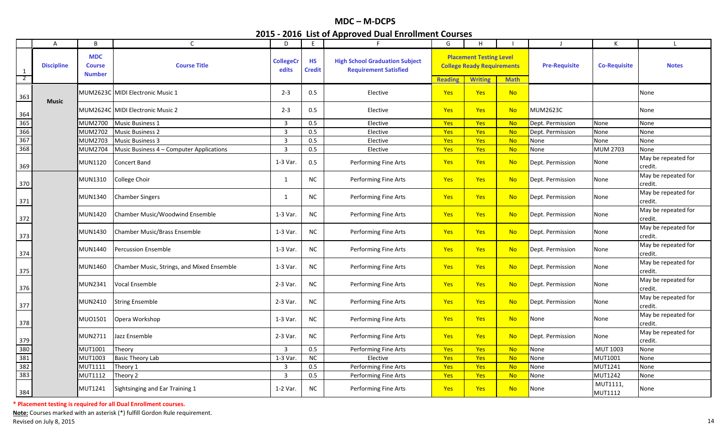# MDC – M-DCPS

## 2015 - 2016 List of Approved Dual Enrollment Courses

| | A | B | C | D | E | F | G | H | I | J | K | L |
|---|---|---|---|---|---|---|---|---|---|---|---|---|
| 1 | Discipline | MDC Course Number | Course Title | CollegeCredits | HS Credit | High School Graduation Subject Requirement Satisfied | Placement Testing Level College Ready Requirements | | | Pre-Requisite | Co-Requisite | Notes |
| 2 | | | | | | | Reading | Writing | Math | | | |
| 363 | Music | MUM2623C | MIDI Electronic Music 1 | 2-3 | 0.5 | Elective | Yes | Yes | No | | | None |
| 364 | | MUM2624C | MIDI Electronic Music 2 | 2-3 | 0.5 | Elective | Yes | Yes | No | MUM2623C | | None |
| 365 | | MUM2700 | Music Business 1 | 3 | 0.5 | Elective | Yes | Yes | No | Dept. Permission | None | None |
| 366 | | MUM2702 | Music Business 2 | 3 | 0.5 | Elective | Yes | Yes | No | Dept. Permission | None | None |
| 367 | | MUM2703 | Music Business 3 | 3 | 0.5 | Elective | Yes | Yes | No | None | None | None |
| 368 | | MUM2704 | Music Business 4 – Computer Applications | 3 | 0.5 | Elective | Yes | Yes | No | None | MUM 2703 | None |
| 369 | | MUN1120 | Concert Band | 1-3 Var. | 0.5 | Performing Fine Arts | Yes | Yes | No | Dept. Permission | None | May be repeated for credit. |
| 370 | | MUN1310 | College Choir | 1 | NC | Performing Fine Arts | Yes | Yes | No | Dept. Permission | None | May be repeated for credit. |
| 371 | | MUN1340 | Chamber Singers | 1 | NC | Performing Fine Arts | Yes | Yes | No | Dept. Permission | None | May be repeated for credit. |
| 372 | | MUN1420 | Chamber Music/Woodwind Ensemble | 1-3 Var. | NC | Performing Fine Arts | Yes | Yes | No | Dept. Permission | None | May be repeated for credit. |
| 373 | | MUN1430 | Chamber Music/Brass Ensemble | 1-3 Var. | NC | Performing Fine Arts | Yes | Yes | No | Dept. Permission | None | May be repeated for credit. |
| 374 | | MUN1440 | Percussion Ensemble | 1-3 Var. | NC | Performing Fine Arts | Yes | Yes | No | Dept. Permission | None | May be repeated for credit. |
| 375 | | MUN1460 | Chamber Music, Strings, and Mixed Ensemble | 1-3 Var. | NC | Performing Fine Arts | Yes | Yes | No | Dept. Permission | None | May be repeated for credit. |
| 376 | | MUN2341 | Vocal Ensemble | 2-3 Var. | NC | Performing Fine Arts | Yes | Yes | No | Dept. Permission | None | May be repeated for credit. |
| 377 | | MUN2410 | String Ensemble | 2-3 Var. | NC | Performing Fine Arts | Yes | Yes | No | Dept. Permission | None | May be repeated for credit. |
| 378 | | MUO1501 | Opera Workshop | 1-3 Var. | NC | Performing Fine Arts | Yes | Yes | No | None | None | May be repeated for credit. |
| 379 | | MUN2711 | Jazz Ensemble | 2-3 Var. | NC | Performing Fine Arts | Yes | Yes | No | Dept. Permission | None | May be repeated for credit. |
| 380 | | MUT1001 | Theory | 3 | 0.5 | Performing Fine Arts | Yes | Yes | No | None | MUT 1003 | None |
| 381 | | MUT1003 | Basic Theory Lab | 1-3 Var. | NC | Elective | Yes | Yes | No | None | MUT1001 | None |
| 382 | | MUT1111 | Theory 1 | 3 | 0.5 | Performing Fine Arts | Yes | Yes | No | None | MUT1241 | None |
| 383 | | MUT1112 | Theory 2 | 3 | 0.5 | Performing Fine Arts | Yes | Yes | No | None | MUT1242 | None |
| 384 | | MUT1241 | Sightsinging and Ear Training 1 | 1-2 Var. | NC | Performing Fine Arts | Yes | Yes | No | None | MUT1111, MUT1112 | None |

**\* Placement testing is required for all Dual Enrollment courses.**

**Note:** Courses marked with an asterisk (*) fulfill Gordon Rule requirement.

Revised on July 8, 2015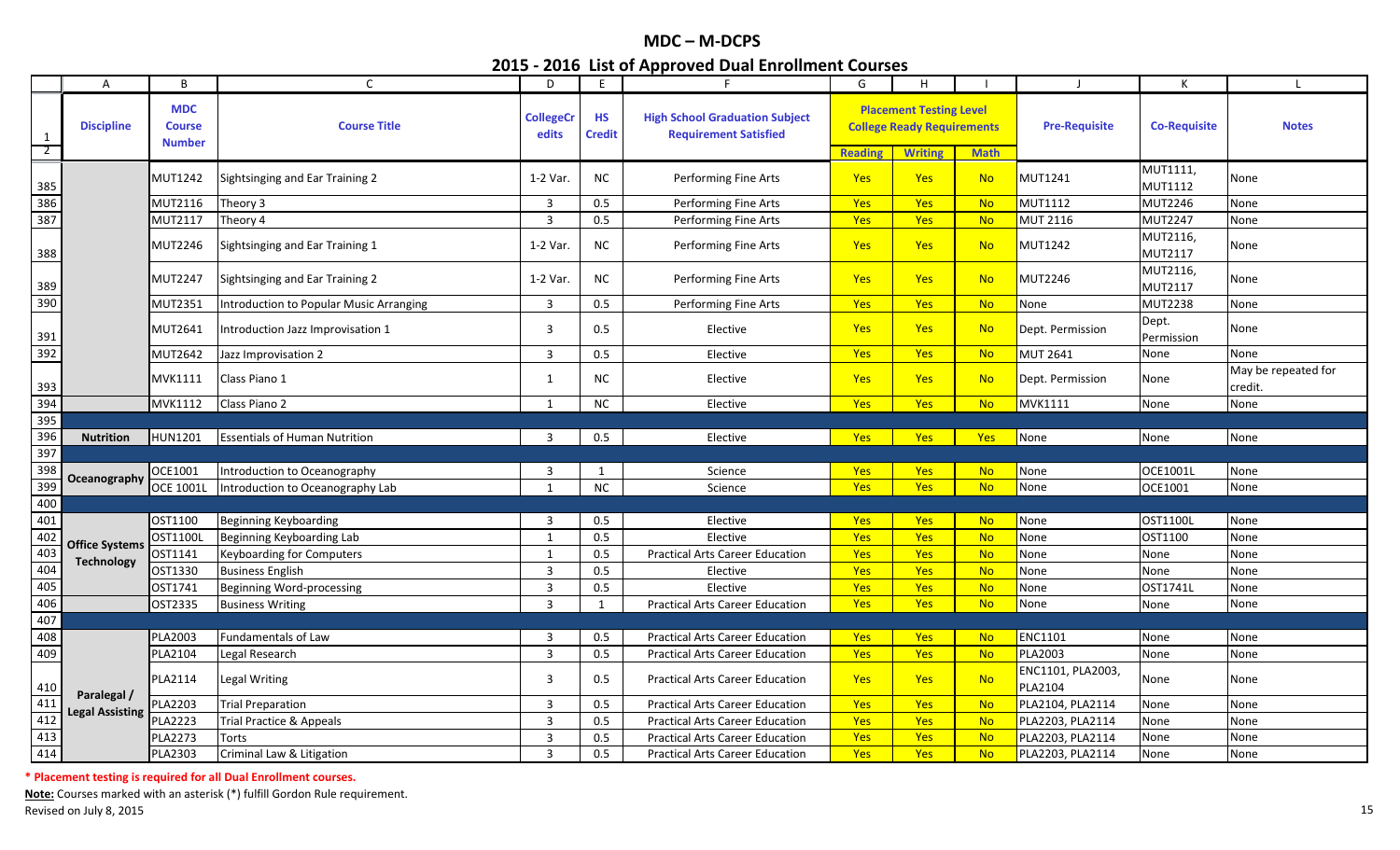# MDC – M-DCPS

## 2015 - 2016 List of Approved Dual Enrollment Courses

| | A | B | C | D | E | F | G | H | I | J | K | L |
|---|---|---|---|---|---|---|---|---|---|---|---|---|
| 1 | Discipline | MDC Course Number | Course Title | CollegeCredits | HS Credit | High School Graduation Subject Requirement Satisfied | Placement Testing Level College Ready Requirements | | | Pre-Requisite | Co-Requisite | Notes |
| 2 | | | | | | | Reading | Writing | Math | | | |
| 385 | | MUT1242 | Sightsinging and Ear Training 2 | 1-2 Var. | NC | Performing Fine Arts | Yes | Yes | No | MUT1241 | MUT1111, MUT1112 | None |
| 386 | | MUT2116 | Theory 3 | 3 | 0.5 | Performing Fine Arts | Yes | Yes | No | MUT1112 | MUT2246 | None |
| 387 | | MUT2117 | Theory 4 | 3 | 0.5 | Performing Fine Arts | Yes | Yes | No | MUT 2116 | MUT2247 | None |
| 388 | | MUT2246 | Sightsinging and Ear Training 1 | 1-2 Var. | NC | Performing Fine Arts | Yes | Yes | No | MUT1242 | MUT2116, MUT2117 | None |
| 389 | | MUT2247 | Sightsinging and Ear Training 2 | 1-2 Var. | NC | Performing Fine Arts | Yes | Yes | No | MUT2246 | MUT2116, MUT2117 | None |
| 390 | | MUT2351 | Introduction to Popular Music Arranging | 3 | 0.5 | Performing Fine Arts | Yes | Yes | No | None | MUT2238 | None |
| 391 | | MUT2641 | Introduction Jazz Improvisation 1 | 3 | 0.5 | Elective | Yes | Yes | No | Dept. Permission | Dept. Permission | None |
| 392 | | MUT2642 | Jazz Improvisation 2 | 3 | 0.5 | Elective | Yes | Yes | No | MUT 2641 | None | None |
| 393 | | MVK1111 | Class Piano 1 | 1 | NC | Elective | Yes | Yes | No | Dept. Permission | None | May be repeated for credit. |
| 394 | | MVK1112 | Class Piano 2 | 1 | NC | Elective | Yes | Yes | No | MVK1111 | None | None |
| 395 | | | | | | | | | | | | |
| 396 | Nutrition | HUN1201 | Essentials of Human Nutrition | 3 | 0.5 | Elective | Yes | Yes | Yes | None | None | None |
| 397 | | | | | | | | | | | | |
| 398 | Oceanography | OCE1001 | Introduction to Oceanography | 3 | 1 | Science | Yes | Yes | No | None | OCE1001L | None |
| 399 | | OCE 1001L | Introduction to Oceanography Lab | 1 | NC | Science | Yes | Yes | No | None | OCE1001 | None |
| 400 | | | | | | | | | | | | |
| 401 | Office Systems Technology | OST1100 | Beginning Keyboarding | 3 | 0.5 | Elective | Yes | Yes | No | None | OST1100L | None |
| 402 | | OST1100L | Beginning Keyboarding Lab | 1 | 0.5 | Elective | Yes | Yes | No | None | OST1100 | None |
| 403 | | OST1141 | Keyboarding for Computers | 1 | 0.5 | Practical Arts Career Education | Yes | Yes | No | None | None | None |
| 404 | | OST1330 | Business English | 3 | 0.5 | Elective | Yes | Yes | No | None | None | None |
| 405 | | OST1741 | Beginning Word-processing | 3 | 0.5 | Elective | Yes | Yes | No | None | OST1741L | None |
| 406 | | OST2335 | Business Writing | 3 | 1 | Practical Arts Career Education | Yes | Yes | No | None | None | None |
| 407 | | | | | | | | | | | | |
| 408 | Paralegal / Legal Assisting | PLA2003 | Fundamentals of Law | 3 | 0.5 | Practical Arts Career Education | Yes | Yes | No | ENC1101 | None | None |
| 409 | | PLA2104 | Legal Research | 3 | 0.5 | Practical Arts Career Education | Yes | Yes | No | PLA2003 | None | None |
| 410 | | PLA2114 | Legal Writing | 3 | 0.5 | Practical Arts Career Education | Yes | Yes | No | ENC1101, PLA2003, PLA2104 | None | None |
| 411 | | PLA2203 | Trial Preparation | 3 | 0.5 | Practical Arts Career Education | Yes | Yes | No | PLA2104, PLA2114 | None | None |
| 412 | | PLA2223 | Trial Practice & Appeals | 3 | 0.5 | Practical Arts Career Education | Yes | Yes | No | PLA2203, PLA2114 | None | None |
| 413 | | PLA2273 | Torts | 3 | 0.5 | Practical Arts Career Education | Yes | Yes | No | PLA2203, PLA2114 | None | None |
| 414 | | PLA2303 | Criminal Law & Litigation | 3 | 0.5 | Practical Arts Career Education | Yes | Yes | No | PLA2203, PLA2114 | None | None |

**\* Placement testing is required for all Dual Enrollment courses.**

**Note:** Courses marked with an asterisk (*) fulfill Gordon Rule requirement.

Revised on July 8, 2015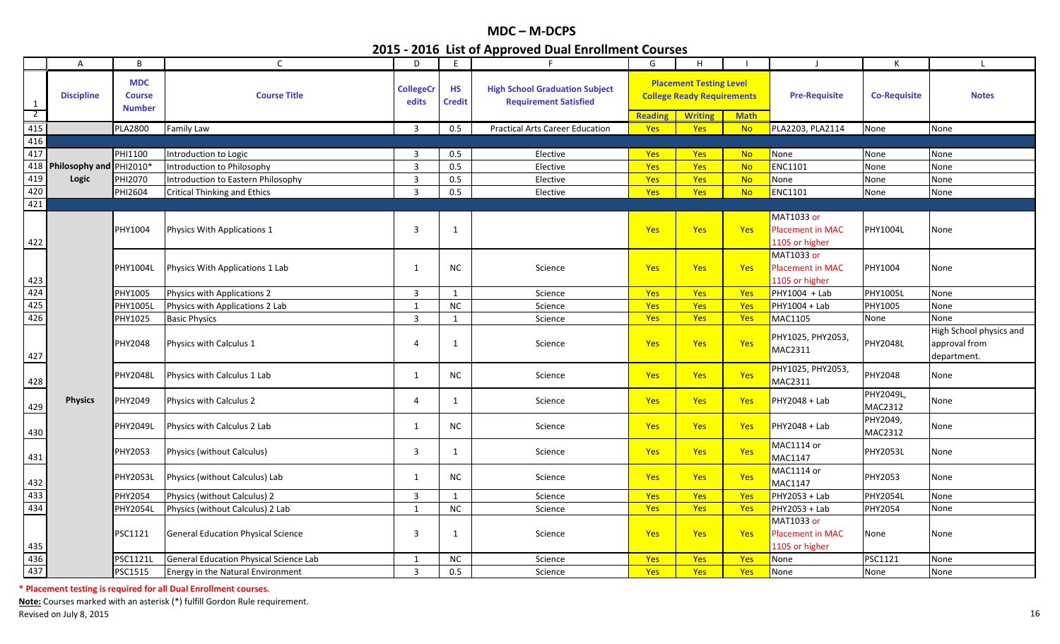# MDC – M-DCPS

## 2015 - 2016 List of Approved Dual Enrollment Courses

| | A | B | C | D | E | F | G | H | I | J | K | L |
|---|---|---|---|---|---|---|---|---|---|---|---|---|
| 1 | Discipline | MDC Course Number | Course Title | CollegeCredits | HS Credit | High School Graduation Subject Requirement Satisfied | Placement Testing Level College Ready Requirements | | | Pre-Requisite | Co-Requisite | Notes |
| 2 | | | | | | | Reading | Writing | Math | | | |
| 415 | | PLA2800 | Family Law | 3 | 0.5 | Practical Arts Career Education | Yes | Yes | No | PLA2203, PLA2114 | None | None |
| 416 | | | | | | | | | | | | |
| 417 | Philosophy and Logic | PHI1100 | Introduction to Logic | 3 | 0.5 | Elective | Yes | Yes | No | None | None | None |
| 418 | | PHI2010* | Introduction to Philosophy | 3 | 0.5 | Elective | Yes | Yes | No | ENC1101 | None | None |
| 419 | | PHI2070 | Introduction to Eastern Philosophy | 3 | 0.5 | Elective | Yes | Yes | No | None | None | None |
| 420 | | PHI2604 | Critical Thinking and Ethics | 3 | 0.5 | Elective | Yes | Yes | No | ENC1101 | None | None |
| 421 | | | | | | | | | | | | |
| 422 | Physics | PHY1004 | Physics With Applications 1 | 3 | 1 | | Yes | Yes | Yes | MAT1033 or Placement in MAC 1105 or higher | PHY1004L | None |
| 423 | | PHY1004L | Physics With Applications 1 Lab | 1 | NC | Science | Yes | Yes | Yes | MAT1033 or Placement in MAC 1105 or higher | PHY1004 | None |
| 424 | | PHY1005 | Physics with Applications 2 | 3 | 1 | Science | Yes | Yes | Yes | PHY1004 + Lab | PHY1005L | None |
| 425 | | PHY1005L | Physics with Applications 2 Lab | 1 | NC | Science | Yes | Yes | Yes | PHY1004 + Lab | PHY1005 | None |
| 426 | | PHY1025 | Basic Physics | 3 | 1 | Science | Yes | Yes | Yes | MAC1105 | None | None |
| 427 | | PHY2048 | Physics with Calculus 1 | 4 | 1 | Science | Yes | Yes | Yes | PHY1025, PHY2053, MAC2311 | PHY2048L | High School physics and approval from department. |
| 428 | | PHY2048L | Physics with Calculus 1 Lab | 1 | NC | Science | Yes | Yes | Yes | PHY1025, PHY2053, MAC2311 | PHY2048 | None |
| 429 | | PHY2049 | Physics with Calculus 2 | 4 | 1 | Science | Yes | Yes | Yes | PHY2048 + Lab | PHY2049L, MAC2312 | None |
| 430 | | PHY2049L | Physics with Calculus 2 Lab | 1 | NC | Science | Yes | Yes | Yes | PHY2048 + Lab | PHY2049, MAC2312 | None |
| 431 | | PHY2053 | Physics (without Calculus) | 3 | 1 | Science | Yes | Yes | Yes | MAC1114 or MAC1147 | PHY2053L | None |
| 432 | | PHY2053L | Physics (without Calculus) Lab | 1 | NC | Science | Yes | Yes | Yes | MAC1114 or MAC1147 | PHY2053 | None |
| 433 | | PHY2054 | Physics (without Calculus) 2 | 3 | 1 | Science | Yes | Yes | Yes | PHY2053 + Lab | PHY2054L | None |
| 434 | | PHY2054L | Physics (without Calculus) 2 Lab | 1 | NC | Science | Yes | Yes | Yes | PHY2053 + Lab | PHY2054 | None |
| 435 | | PSC1121 | General Education Physical Science | 3 | 1 | Science | Yes | Yes | Yes | MAT1033 or Placement in MAC 1105 or higher | None | None |
| 436 | | PSC1121L | General Education Physical Science Lab | 1 | NC | Science | Yes | Yes | Yes | None | PSC1121 | None |
| 437 | | PSC1515 | Energy in the Natural Environment | 3 | 0.5 | Science | Yes | Yes | Yes | None | None | None |

**\* Placement testing is required for all Dual Enrollment courses.**

**Note:** Courses marked with an asterisk (*) fulfill Gordon Rule requirement.

Revised on July 8, 2015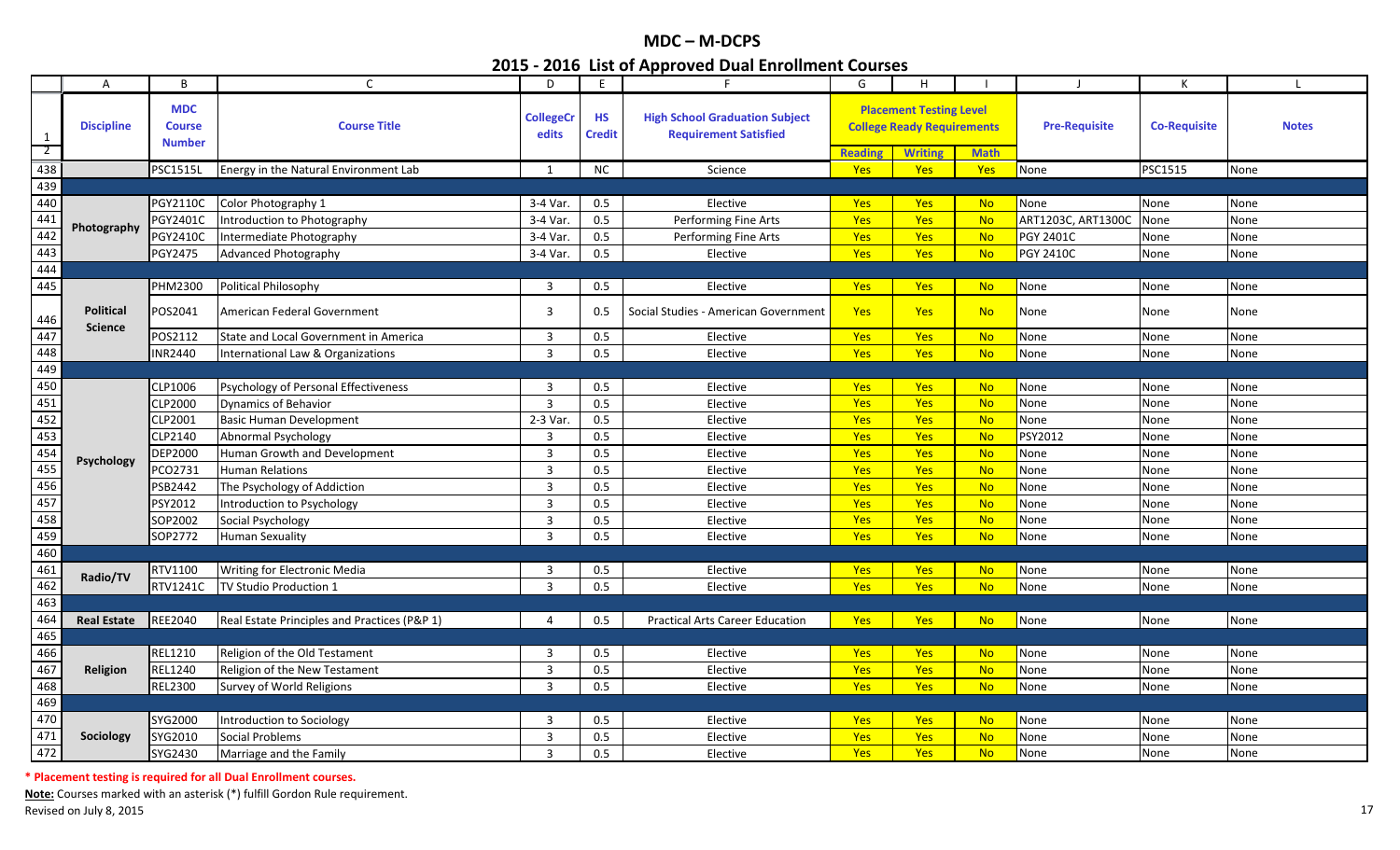# MDC – M-DCPS

## 2015 - 2016 List of Approved Dual Enrollment Courses

| | A | B | C | D | E | F | G | H | I | J | K | L |
|---|---|---|---|---|---|---|---|---|---|---|---|---|
| 1 | Discipline | MDC Course Number | Course Title | CollegeCredits | HS Credit | High School Graduation Subject Requirement Satisfied | Placement Testing Level College Ready Requirements | | | Pre-Requisite | Co-Requisite | Notes |
| 2 | | | | | | | Reading | Writing | Math | | | |
| 438 | | PSC1515L | Energy in the Natural Environment Lab | 1 | NC | Science | Yes | Yes | Yes | None | PSC1515 | None |
| 439 | | | | | | | | | | | | |
| 440 | Photography | PGY2110C | Color Photography 1 | 3-4 Var. | 0.5 | Elective | Yes | Yes | No | None | None | None |
| 441 | | PGY2401C | Introduction to Photography | 3-4 Var. | 0.5 | Performing Fine Arts | Yes | Yes | No | ART1203C, ART1300C | None | None |
| 442 | | PGY2410C | Intermediate Photography | 3-4 Var. | 0.5 | Performing Fine Arts | Yes | Yes | No | PGY 2401C | None | None |
| 443 | | PGY2475 | Advanced Photography | 3-4 Var. | 0.5 | Elective | Yes | Yes | No | PGY 2410C | None | None |
| 444 | | | | | | | | | | | | |
| 445 | Political Science | PHM2300 | Political Philosophy | 3 | 0.5 | Elective | Yes | Yes | No | None | None | None |
| 446 | | POS2041 | American Federal Government | 3 | 0.5 | Social Studies - American Government | Yes | Yes | No | None | None | None |
| 447 | | POS2112 | State and Local Government in America | 3 | 0.5 | Elective | Yes | Yes | No | None | None | None |
| 448 | | INR2440 | International Law & Organizations | 3 | 0.5 | Elective | Yes | Yes | No | None | None | None |
| 449 | | | | | | | | | | | | |
| 450 | Psychology | CLP1006 | Psychology of Personal Effectiveness | 3 | 0.5 | Elective | Yes | Yes | No | None | None | None |
| 451 | | CLP2000 | Dynamics of Behavior | 3 | 0.5 | Elective | Yes | Yes | No | None | None | None |
| 452 | | CLP2001 | Basic Human Development | 2-3 Var. | 0.5 | Elective | Yes | Yes | No | None | None | None |
| 453 | | CLP2140 | Abnormal Psychology | 3 | 0.5 | Elective | Yes | Yes | No | PSY2012 | None | None |
| 454 | | DEP2000 | Human Growth and Development | 3 | 0.5 | Elective | Yes | Yes | No | None | None | None |
| 455 | | PCO2731 | Human Relations | 3 | 0.5 | Elective | Yes | Yes | No | None | None | None |
| 456 | | PSB2442 | The Psychology of Addiction | 3 | 0.5 | Elective | Yes | Yes | No | None | None | None |
| 457 | | PSY2012 | Introduction to Psychology | 3 | 0.5 | Elective | Yes | Yes | No | None | None | None |
| 458 | | SOP2002 | Social Psychology | 3 | 0.5 | Elective | Yes | Yes | No | None | None | None |
| 459 | | SOP2772 | Human Sexuality | 3 | 0.5 | Elective | Yes | Yes | No | None | None | None |
| 460 | | | | | | | | | | | | |
| 461 | Radio/TV | RTV1100 | Writing for Electronic Media | 3 | 0.5 | Elective | Yes | Yes | No | None | None | None |
| 462 | | RTV1241C | TV Studio Production 1 | 3 | 0.5 | Elective | Yes | Yes | No | None | None | None |
| 463 | | | | | | | | | | | | |
| 464 | Real Estate | REE2040 | Real Estate Principles and Practices (P&P 1) | 4 | 0.5 | Practical Arts Career Education | Yes | Yes | No | None | None | None |
| 465 | | | | | | | | | | | | |
| 466 | Religion | REL1210 | Religion of the Old Testament | 3 | 0.5 | Elective | Yes | Yes | No | None | None | None |
| 467 | | REL1240 | Religion of the New Testament | 3 | 0.5 | Elective | Yes | Yes | No | None | None | None |
| 468 | | REL2300 | Survey of World Religions | 3 | 0.5 | Elective | Yes | Yes | No | None | None | None |
| 469 | | | | | | | | | | | | |
| 470 | Sociology | SYG2000 | Introduction to Sociology | 3 | 0.5 | Elective | Yes | Yes | No | None | None | None |
| 471 | | SYG2010 | Social Problems | 3 | 0.5 | Elective | Yes | Yes | No | None | None | None |
| 472 | | SYG2430 | Marriage and the Family | 3 | 0.5 | Elective | Yes | Yes | No | None | None | None |

**\* Placement testing is required for all Dual Enrollment courses.**

**Note:** Courses marked with an asterisk (*) fulfill Gordon Rule requirement.

Revised on July 8, 2015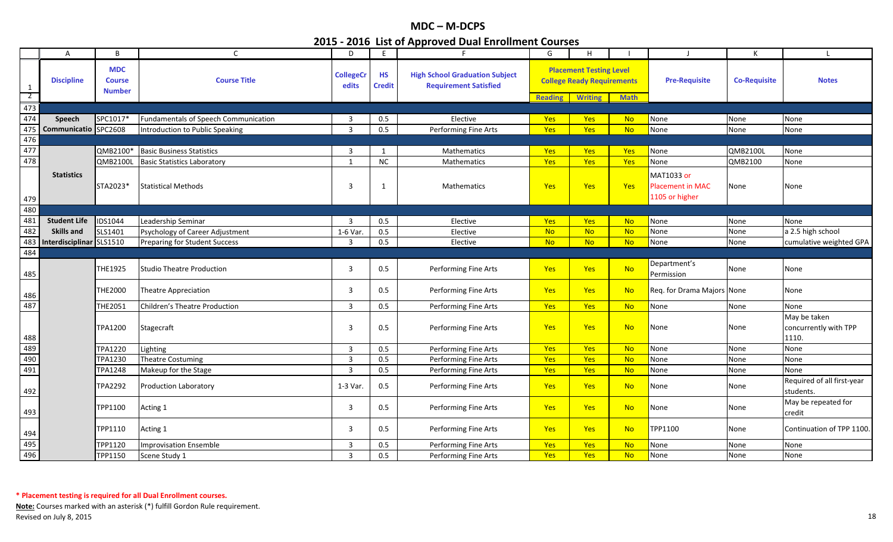# MDC – M-DCPS

## 2015 - 2016 List of Approved Dual Enrollment Courses

| | A | B | C | D | E | F | G | H | I | J | K | L |
|---|---|---|---|---|---|---|---|---|---|---|---|---|
| 1 | Discipline | MDC Course Number | Course Title | CollegeCredits | HS Credit | High School Graduation Subject Requirement Satisfied | Placement Testing Level College Ready Requirements | | | Pre-Requisite | Co-Requisite | Notes |
| 2 | | | | | | | Reading | Writing | Math | | | |
| 473 | | | | | | | | | | | | |
| 474 | Speech Communicatio | SPC1017* | Fundamentals of Speech Communication | 3 | 0.5 | Elective | Yes | Yes | No | None | None | None |
| 475 | | SPC2608 | Introduction to Public Speaking | 3 | 0.5 | Performing Fine Arts | Yes | Yes | No | None | None | None |
| 476 | | | | | | | | | | | | |
| 477 | Statistics | QMB2100* | Basic Business Statistics | 3 | 1 | Mathematics | Yes | Yes | Yes | None | QMB2100L | None |
| 478 | | QMB2100L | Basic Statistics Laboratory | 1 | NC | Mathematics | Yes | Yes | Yes | None | QMB2100 | None |
| 479 | | STA2023* | Statistical Methods | 3 | 1 | Mathematics | Yes | Yes | Yes | MAT1033 or Placement in MAC 1105 or higher | None | None |
| 480 | | | | | | | | | | | | |
| 481 | Student Life Skills and Interdisciplinar | IDS1044 | Leadership Seminar | 3 | 0.5 | Elective | Yes | Yes | No | None | None | None |
| 482 | | SLS1401 | Psychology of Career Adjustment | 1-6 Var. | 0.5 | Elective | No | No | No | None | None | a 2.5 high school cumulative weighted GPA |
| 483 | | SLS1510 | Preparing for Student Success | 3 | 0.5 | Elective | No | No | No | None | None | |
| 484 | | | | | | | | | | | | |
| 485 | | THE1925 | Studio Theatre Production | 3 | 0.5 | Performing Fine Arts | Yes | Yes | No | Department's Permission | None | None |
| 486 | | THE2000 | Theatre Appreciation | 3 | 0.5 | Performing Fine Arts | Yes | Yes | No | Req. for Drama Majors | None | None |
| 487 | | THE2051 | Children's Theatre Production | 3 | 0.5 | Performing Fine Arts | Yes | Yes | No | None | None | None |
| 488 | | TPA1200 | Stagecraft | 3 | 0.5 | Performing Fine Arts | Yes | Yes | No | None | None | May be taken concurrently with TPP 1110. |
| 489 | | TPA1220 | Lighting | 3 | 0.5 | Performing Fine Arts | Yes | Yes | No | None | None | None |
| 490 | | TPA1230 | Theatre Costuming | 3 | 0.5 | Performing Fine Arts | Yes | Yes | No | None | None | None |
| 491 | | TPA1248 | Makeup for the Stage | 3 | 0.5 | Performing Fine Arts | Yes | Yes | No | None | None | None |
| 492 | | TPA2292 | Production Laboratory | 1-3 Var. | 0.5 | Performing Fine Arts | Yes | Yes | No | None | None | Required of all first-year students. |
| 493 | | TPP1100 | Acting 1 | 3 | 0.5 | Performing Fine Arts | Yes | Yes | No | None | None | May be repeated for credit |
| 494 | | TPP1110 | Acting 1 | 3 | 0.5 | Performing Fine Arts | Yes | Yes | No | TPP1100 | None | Continuation of TPP 1100. |
| 495 | | TPP1120 | Improvisation Ensemble | 3 | 0.5 | Performing Fine Arts | Yes | Yes | No | None | None | None |
| 496 | | TPP1150 | Scene Study 1 | 3 | 0.5 | Performing Fine Arts | Yes | Yes | No | None | None | None |

**\* Placement testing is required for all Dual Enrollment courses.**

**Note:** Courses marked with an asterisk (*) fulfill Gordon Rule requirement.

Revised on July 8, 2015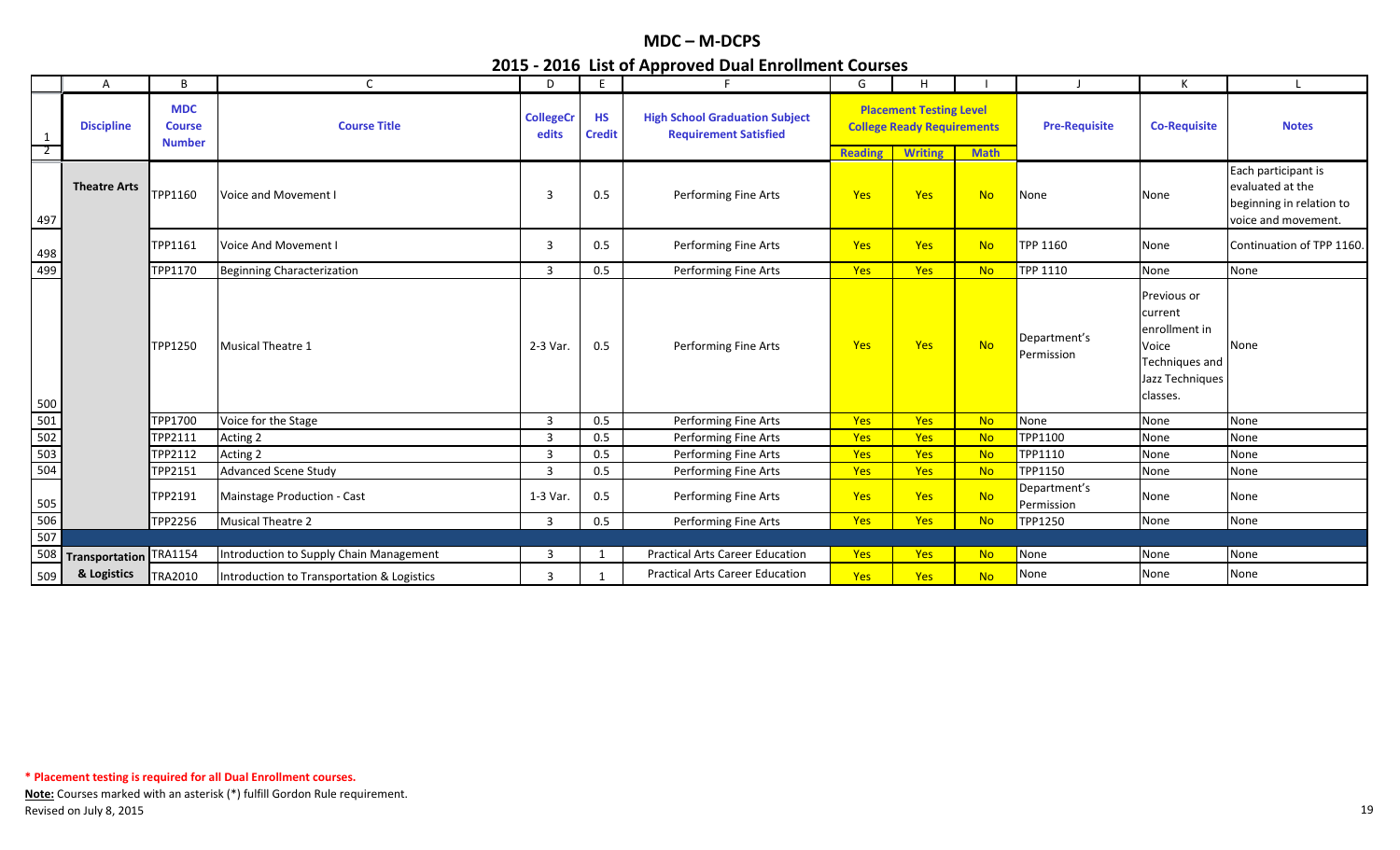# MDC – M-DCPS

## 2015 - 2016 List of Approved Dual Enrollment Courses

| | A | B | C | D | E | F | G | H | I | J | K | L |
|---|---|---|---|---|---|---|---|---|---|---|---|---|
| 1 | Discipline | MDC Course Number | Course Title | CollegeCredits | HS Credit | High School Graduation Subject Requirement Satisfied | Placement Testing Level College Ready Requirements | | | Pre-Requisite | Co-Requisite | Notes |
| 2 | | | | | | | Reading | Writing | Math | | | |
| 497 | Theatre Arts | TPP1160 | Voice and Movement I | 3 | 0.5 | Performing Fine Arts | Yes | Yes | No | None | None | Each participant is evaluated at the beginning in relation to voice and movement. |
| 498 | | TPP1161 | Voice And Movement I | 3 | 0.5 | Performing Fine Arts | Yes | Yes | No | TPP 1160 | None | Continuation of TPP 1160. |
| 499 | | TPP1170 | Beginning Characterization | 3 | 0.5 | Performing Fine Arts | Yes | Yes | No | TPP 1110 | None | None |
| 500 | | TPP1250 | Musical Theatre 1 | 2-3 Var. | 0.5 | Performing Fine Arts | Yes | Yes | No | Department's Permission | Previous or current enrollment in Voice Techniques and Jazz Techniques classes. | None |
| 501 | | TPP1700 | Voice for the Stage | 3 | 0.5 | Performing Fine Arts | Yes | Yes | No | None | None | None |
| 502 | | TPP2111 | Acting 2 | 3 | 0.5 | Performing Fine Arts | Yes | Yes | No | TPP1100 | None | None |
| 503 | | TPP2112 | Acting 2 | 3 | 0.5 | Performing Fine Arts | Yes | Yes | No | TPP1110 | None | None |
| 504 | | TPP2151 | Advanced Scene Study | 3 | 0.5 | Performing Fine Arts | Yes | Yes | No | TPP1150 | None | None |
| 505 | | TPP2191 | Mainstage Production - Cast | 1-3 Var. | 0.5 | Performing Fine Arts | Yes | Yes | No | Department's Permission | None | None |
| 506 | | TPP2256 | Musical Theatre 2 | 3 | 0.5 | Performing Fine Arts | Yes | Yes | No | TPP1250 | None | None |
| 507 | | | | | | | | | | | | |
| 508 | Transportation & Logistics | TRA1154 | Introduction to Supply Chain Management | 3 | 1 | Practical Arts Career Education | Yes | Yes | No | None | None | None |
| 509 | | TRA2010 | Introduction to Transportation & Logistics | 3 | 1 | Practical Arts Career Education | Yes | Yes | No | None | None | None |

**\* Placement testing is required for all Dual Enrollment courses.**

**Note:** Courses marked with an asterisk (*) fulfill Gordon Rule requirement.

Revised on July 8, 2015